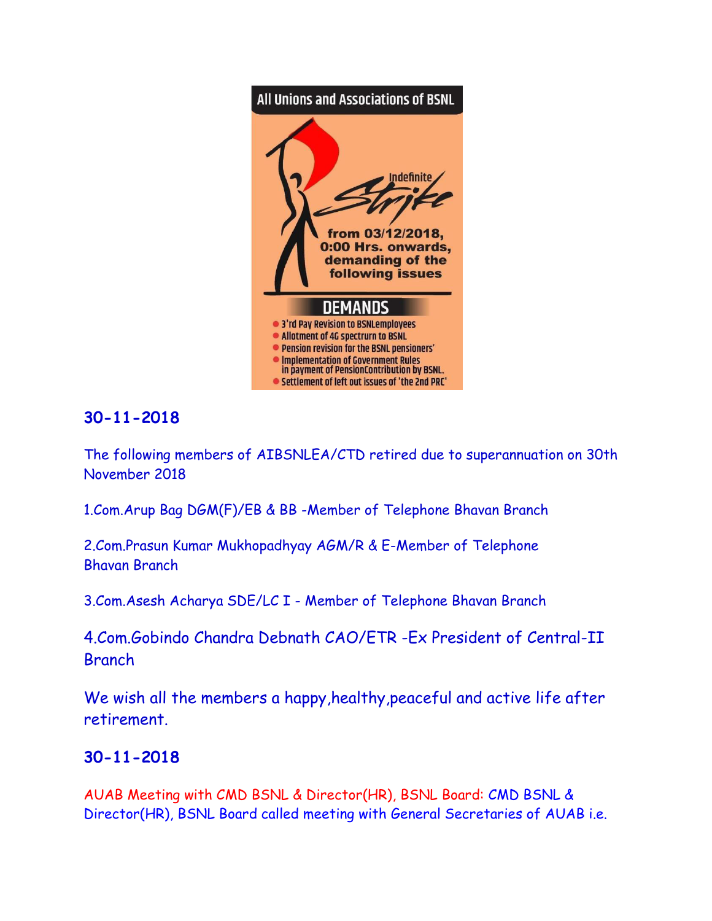All Unions and Associations of BSNL

Indefinite Strike

from 03/12/2018, 0:00 Hrs. onwards, demanding of the following issues

DEMANDS

- 3'rd Pay Revision to BSNLemployees
- Allotment of 4G spectrurn to BSNL
- Pension revision for the BSNL pensioners'
- Implementation of Government Rules in payment of PensionContribution by BSNL.
- Settlement of left out issues of 'the 2nd PRC'

## 30-11-2018

The following members of AIBSNLEA/CTD retired due to superannuation on 30th November 2018

1.Com.Arup Bag DGM(F)/EB & BB -Member of Telephone Bhavan Branch

2.Com.Prasun Kumar Mukhopadhyay AGM/R & E-Member of Telephone Bhavan Branch

3.Com.Asesh Acharya SDE/LC I - Member of Telephone Bhavan Branch

4.Com.Gobindo Chandra Debnath CAO/ETR -Ex President of Central-II Branch

We wish all the members a happy,healthy,peaceful and active life after retirement.

## 30-11-2018

AUAB Meeting with CMD BSNL & Director(HR), BSNL Board: CMD BSNL & Director(HR), BSNL Board called meeting with General Secretaries of AUAB i.e.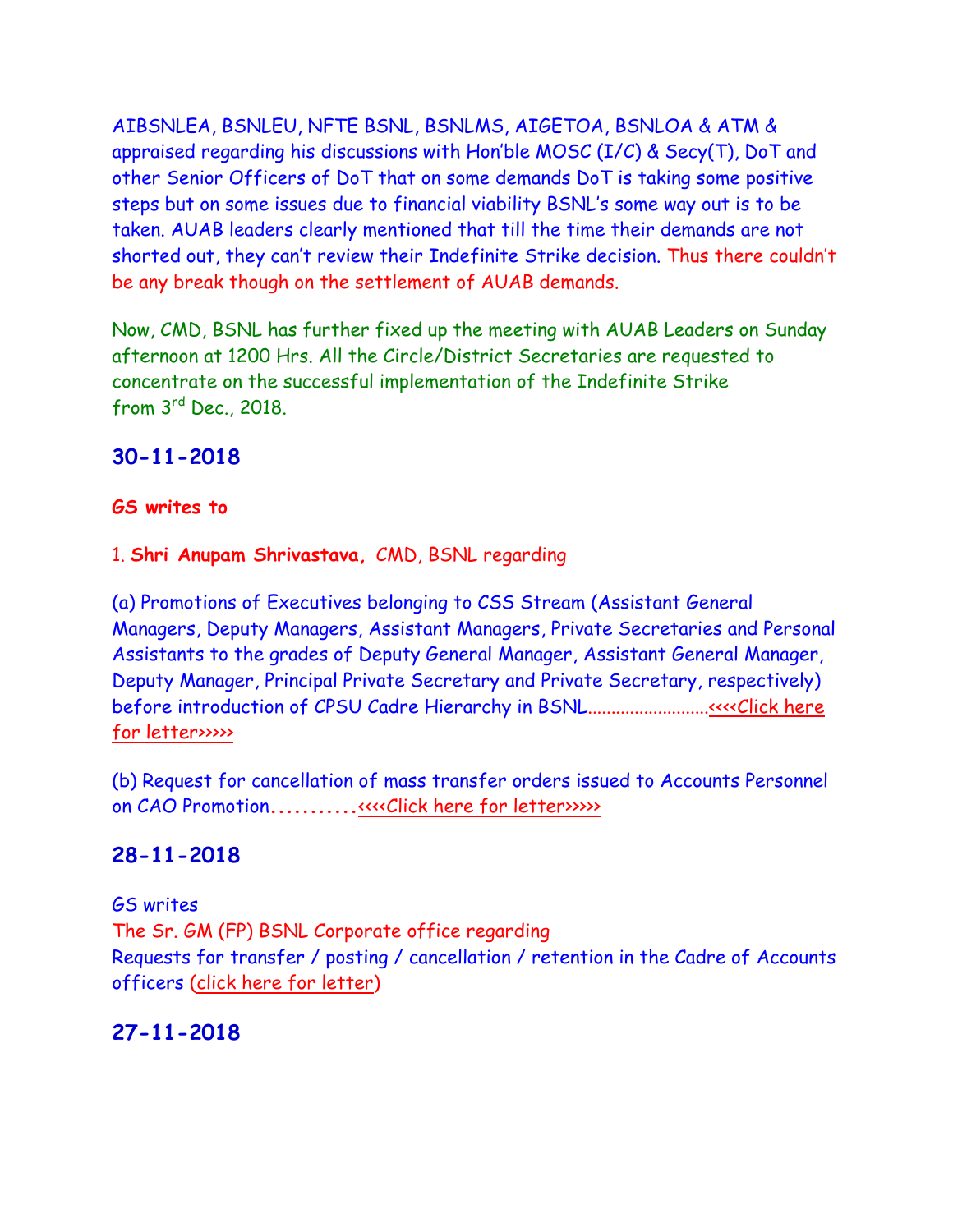AIBSNLEA, BSNLEU, NFTE BSNL, BSNLMS, AIGETOA, BSNLOA & ATM & appraised regarding his discussions with Hon'ble MOSC (I/C) & Secy(T), DoT and other Senior Officers of DoT that on some demands DoT is taking some positive steps but on some issues due to financial viability BSNL's some way out is to be taken. AUAB leaders clearly mentioned that till the time their demands are not shorted out, they can't review their Indefinite Strike decision. Thus there couldn't be any break though on the settlement of AUAB demands.

Now, CMD, BSNL has further fixed up the meeting with AUAB Leaders on Sunday afternoon at 1200 Hrs. All the Circle/District Secretaries are requested to concentrate on the successful implementation of the Indefinite Strike from 3rd Dec., 2018.

## 30-11-2018

**GS writes to**

1. **Shri Anupam Shrivastava,** CMD, BSNL regarding

(a) Promotions of Executives belonging to CSS Stream (Assistant General Managers, Deputy Managers, Assistant Managers, Private Secretaries and Personal Assistants to the grades of Deputy General Manager, Assistant General Manager, Deputy Manager, Principal Private Secretary and Private Secretary, respectively) before introduction of CPSU Cadre Hierarchy in BSNL..........................<<<<Click here for letter>>>>>

(b) Request for cancellation of mass transfer orders issued to Accounts Personnel on CAO Promotion...........<<<<Click here for letter>>>>>

## 28-11-2018

GS writes
The Sr. GM (FP) BSNL Corporate office regarding
Requests for transfer / posting / cancellation / retention in the Cadre of Accounts officers (click here for letter)

## 27-11-2018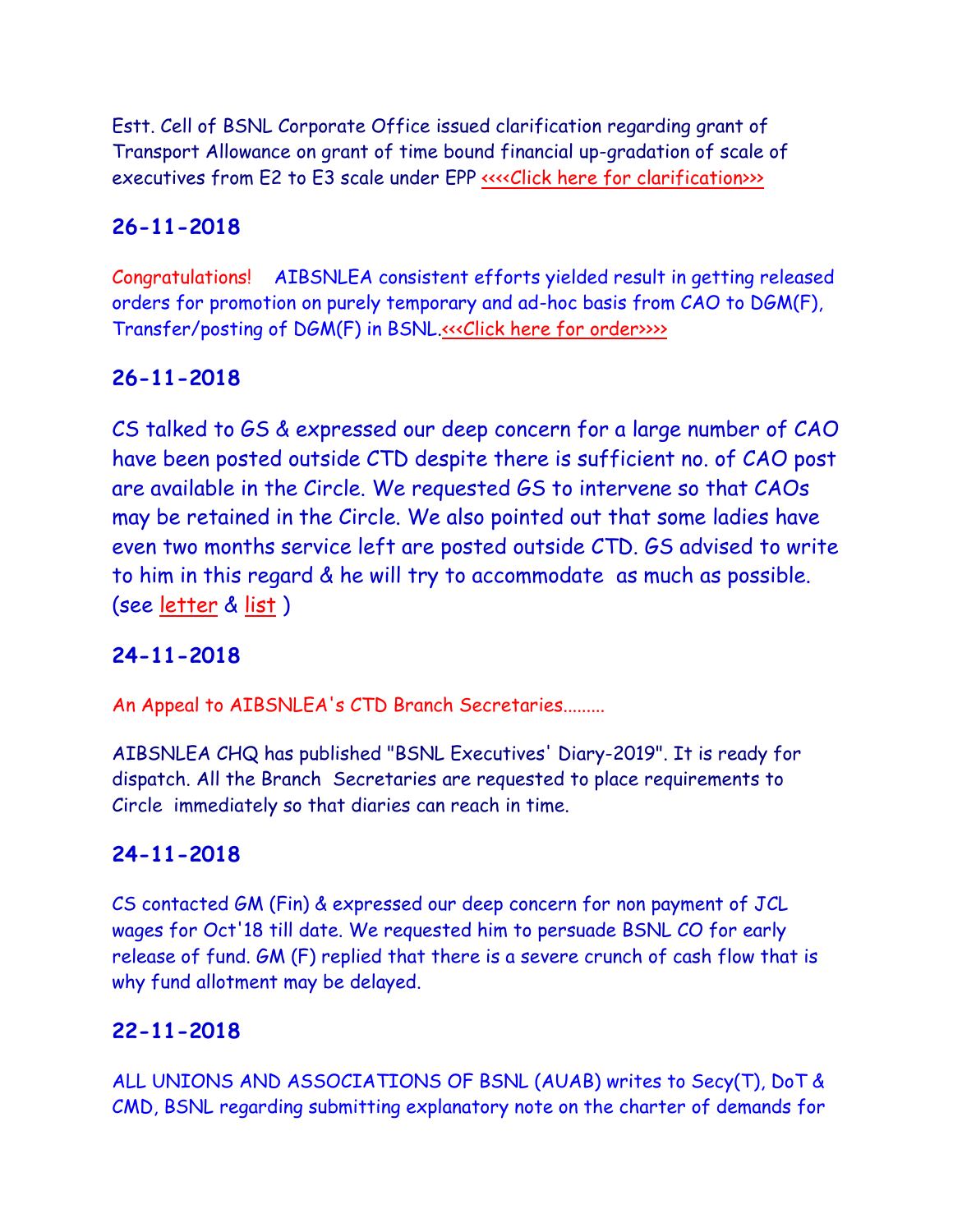Estt. Cell of BSNL Corporate Office issued clarification regarding grant of Transport Allowance on grant of time bound financial up-gradation of scale of executives from E2 to E3 scale under EPP <<<<Click here for clarification>>>

## 26-11-2018

Congratulations! AIBSNLEA consistent efforts yielded result in getting released orders for promotion on purely temporary and ad-hoc basis from CAO to DGM(F), Transfer/posting of DGM(F) in BSNL.<<<Click here for order>>>>

## 26-11-2018

CS talked to GS & expressed our deep concern for a large number of CAO have been posted outside CTD despite there is sufficient no. of CAO post are available in the Circle. We requested GS to intervene so that CAOs may be retained in the Circle. We also pointed out that some ladies have even two months service left are posted outside CTD. GS advised to write to him in this regard & he will try to accommodate as much as possible. (see letter & list )

## 24-11-2018

An Appeal to AIBSNLEA's CTD Branch Secretaries.........

AIBSNLEA CHQ has published "BSNL Executives' Diary-2019". It is ready for dispatch. All the Branch Secretaries are requested to place requirements to Circle immediately so that diaries can reach in time.

## 24-11-2018

CS contacted GM (Fin) & expressed our deep concern for non payment of JCL wages for Oct'18 till date. We requested him to persuade BSNL CO for early release of fund. GM (F) replied that there is a severe crunch of cash flow that is why fund allotment may be delayed.

## 22-11-2018

ALL UNIONS AND ASSOCIATIONS OF BSNL (AUAB) writes to Secy(T), DoT & CMD, BSNL regarding submitting explanatory note on the charter of demands for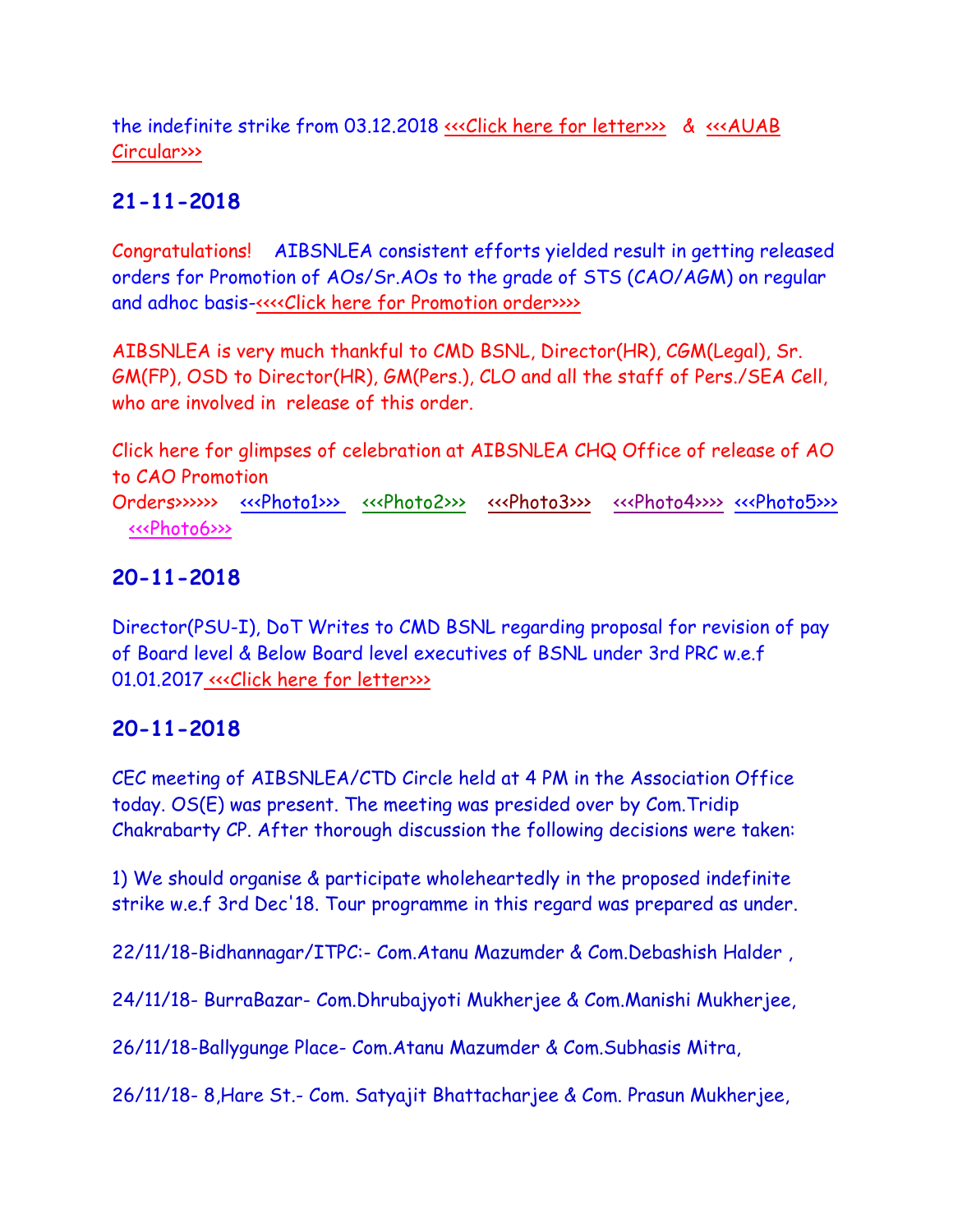the indefinite strike from 03.12.2018 <<<Click here for letter>>> & <<<AUAB Circular>>>

## 21-11-2018

Congratulations! AIBSNLEA consistent efforts yielded result in getting released orders for Promotion of AOs/Sr.AOs to the grade of STS (CAO/AGM) on regular and adhoc basis-<<<<Click here for Promotion order>>>>

AIBSNLEA is very much thankful to CMD BSNL, Director(HR), CGM(Legal), Sr. GM(FP), OSD to Director(HR), GM(Pers.), CLO and all the staff of Pers./SEA Cell, who are involved in release of this order.

Click here for glimpses of celebration at AIBSNLEA CHQ Office of release of AO to CAO Promotion Orders>>>>>> <<<Photo1>>> <<<Photo2>>> <<<Photo3>>> <<<Photo4>>>> <<<Photo5>>> <<<Photo6>>>

## 20-11-2018

Director(PSU-I), DoT Writes to CMD BSNL regarding proposal for revision of pay of Board level & Below Board level executives of BSNL under 3rd PRC w.e.f 01.01.2017 <<<Click here for letter>>>

## 20-11-2018

CEC meeting of AIBSNLEA/CTD Circle held at 4 PM in the Association Office today. OS(E) was present. The meeting was presided over by Com.Tridip Chakrabarty CP. After thorough discussion the following decisions were taken:

1) We should organise & participate wholeheartedly in the proposed indefinite strike w.e.f 3rd Dec'18. Tour programme in this regard was prepared as under.

22/11/18-Bidhannagar/ITPC:- Com.Atanu Mazumder & Com.Debashish Halder ,

24/11/18- BurraBazar- Com.Dhrubajyoti Mukherjee & Com.Manishi Mukherjee,

26/11/18-Ballygunge Place- Com.Atanu Mazumder & Com.Subhasis Mitra,

26/11/18- 8,Hare St.- Com. Satyajit Bhattacharjee & Com. Prasun Mukherjee,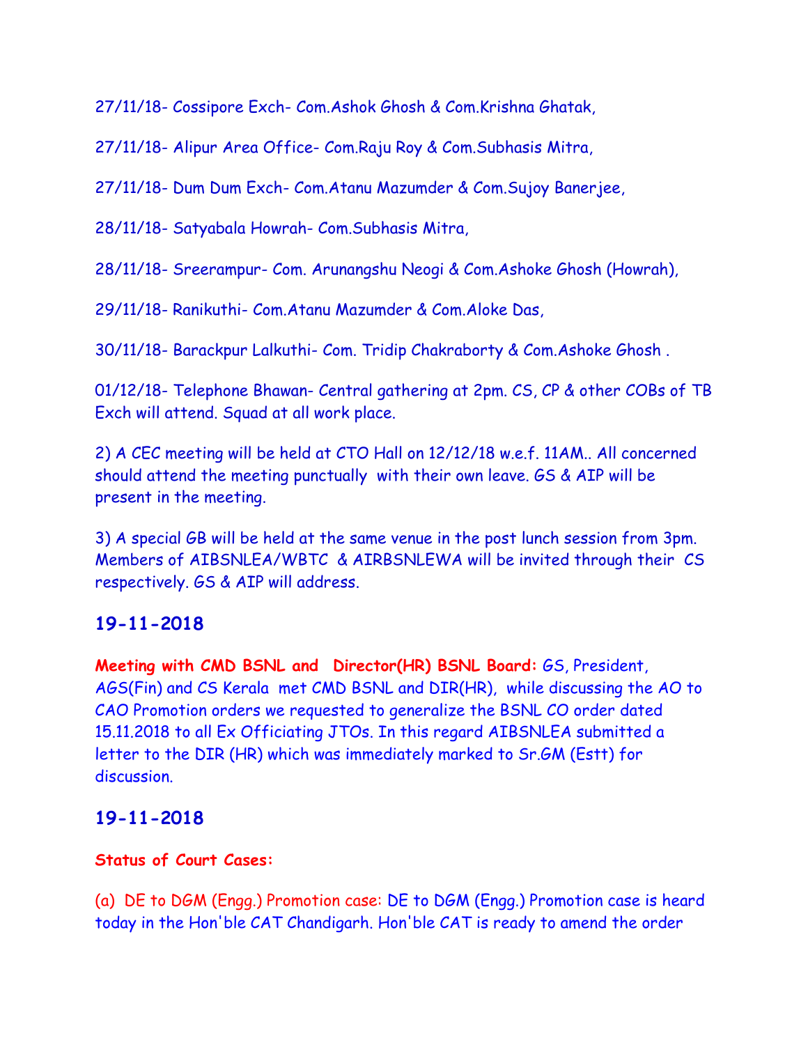27/11/18- Cossipore Exch- Com.Ashok Ghosh & Com.Krishna Ghatak,

27/11/18- Alipur Area Office- Com.Raju Roy & Com.Subhasis Mitra,

27/11/18- Dum Dum Exch- Com.Atanu Mazumder & Com.Sujoy Banerjee,

28/11/18- Satyabala Howrah- Com.Subhasis Mitra,

28/11/18- Sreerampur- Com. Arunangshu Neogi & Com.Ashoke Ghosh (Howrah),

29/11/18- Ranikuthi- Com.Atanu Mazumder & Com.Aloke Das,

30/11/18- Barackpur Lalkuthi- Com. Tridip Chakraborty & Com.Ashoke Ghosh .

01/12/18- Telephone Bhawan- Central gathering at 2pm. CS, CP & other COBs of TB Exch will attend. Squad at all work place.

2) A CEC meeting will be held at CTO Hall on 12/12/18 w.e.f. 11AM.. All concerned should attend the meeting punctually with their own leave. GS & AIP will be present in the meeting.

3) A special GB will be held at the same venue in the post lunch session from 3pm. Members of AIBSNLEA/WBTC & AIRBSNLEWA will be invited through their CS respectively. GS & AIP will address.

## 19-11-2018

**Meeting with CMD BSNL and Director(HR) BSNL Board:** GS, President, AGS(Fin) and CS Kerala met CMD BSNL and DIR(HR), while discussing the AO to CAO Promotion orders we requested to generalize the BSNL CO order dated 15.11.2018 to all Ex Officiating JTOs. In this regard AIBSNLEA submitted a letter to the DIR (HR) which was immediately marked to Sr.GM (Estt) for discussion.

## 19-11-2018

**Status of Court Cases:**

(a) DE to DGM (Engg.) Promotion case: DE to DGM (Engg.) Promotion case is heard today in the Hon'ble CAT Chandigarh. Hon'ble CAT is ready to amend the order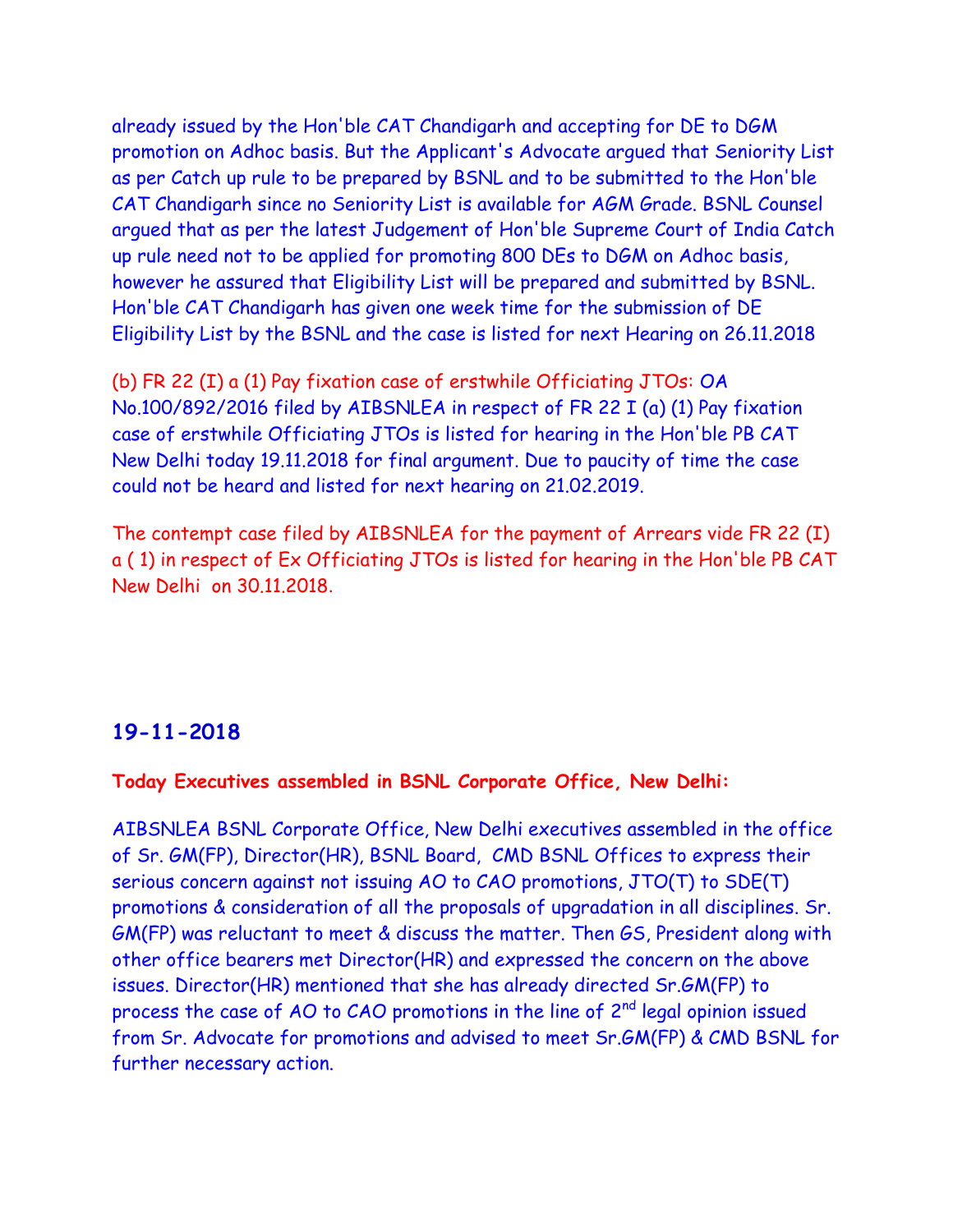already issued by the Hon'ble CAT Chandigarh and accepting for DE to DGM promotion on Adhoc basis. But the Applicant's Advocate argued that Seniority List as per Catch up rule to be prepared by BSNL and to be submitted to the Hon'ble CAT Chandigarh since no Seniority List is available for AGM Grade. BSNL Counsel argued that as per the latest Judgement of Hon'ble Supreme Court of India Catch up rule need not to be applied for promoting 800 DEs to DGM on Adhoc basis, however he assured that Eligibility List will be prepared and submitted by BSNL. Hon'ble CAT Chandigarh has given one week time for the submission of DE Eligibility List by the BSNL and the case is listed for next Hearing on 26.11.2018

(b) FR 22 (I) a (1) Pay fixation case of erstwhile Officiating JTOs: OA No.100/892/2016 filed by AIBSNLEA in respect of FR 22 I (a) (1) Pay fixation case of erstwhile Officiating JTOs is listed for hearing in the Hon'ble PB CAT New Delhi today 19.11.2018 for final argument. Due to paucity of time the case could not be heard and listed for next hearing on 21.02.2019.

The contempt case filed by AIBSNLEA for the payment of Arrears vide FR 22 (I) a ( 1) in respect of Ex Officiating JTOs is listed for hearing in the Hon'ble PB CAT New Delhi on 30.11.2018.

## 19-11-2018

**Today Executives assembled in BSNL Corporate Office, New Delhi:**

AIBSNLEA BSNL Corporate Office, New Delhi executives assembled in the office of Sr. GM(FP), Director(HR), BSNL Board, CMD BSNL Offices to express their serious concern against not issuing AO to CAO promotions, JTO(T) to SDE(T) promotions & consideration of all the proposals of upgradation in all disciplines. Sr. GM(FP) was reluctant to meet & discuss the matter. Then GS, President along with other office bearers met Director(HR) and expressed the concern on the above issues. Director(HR) mentioned that she has already directed Sr.GM(FP) to process the case of AO to CAO promotions in the line of 2nd legal opinion issued from Sr. Advocate for promotions and advised to meet Sr.GM(FP) & CMD BSNL for further necessary action.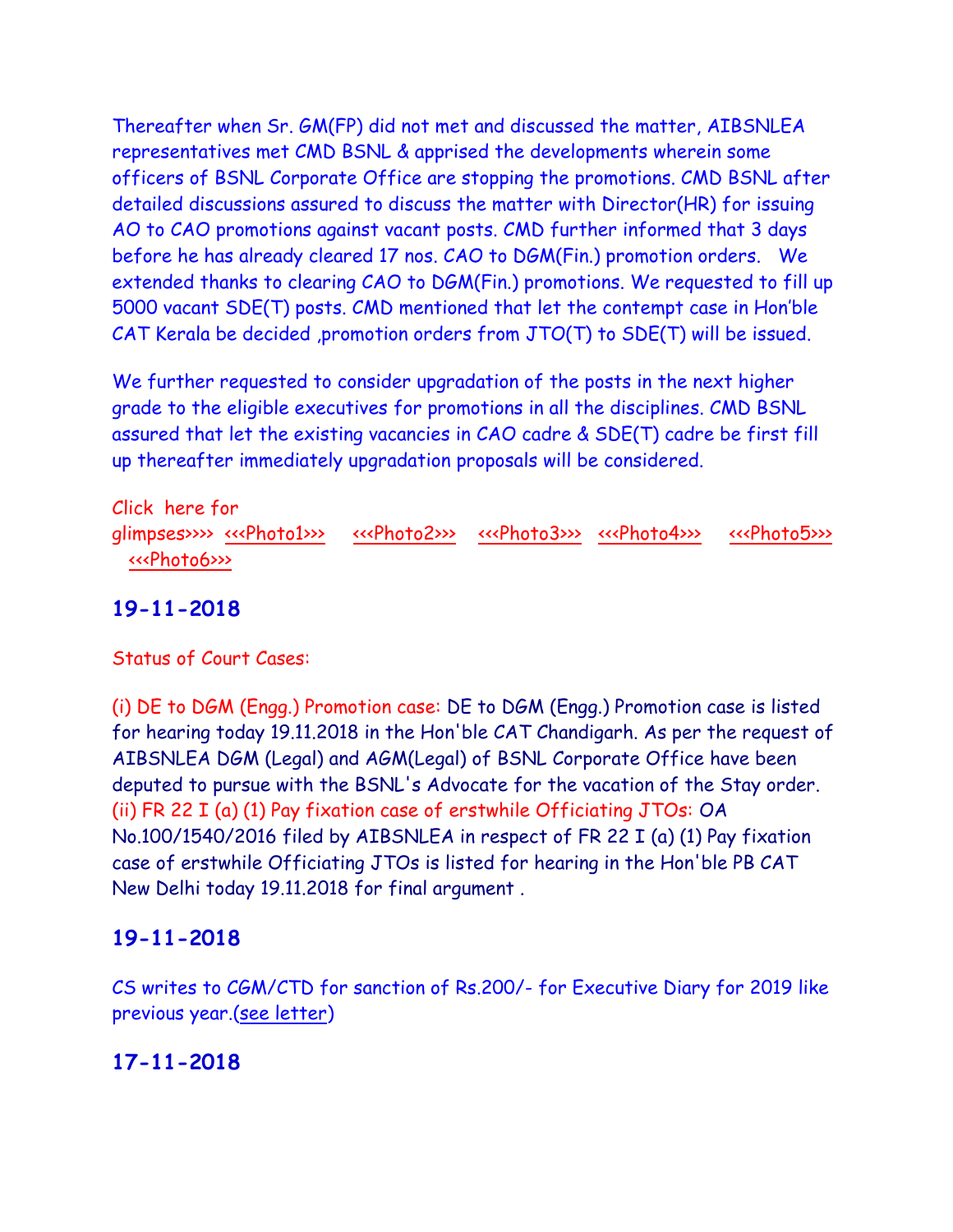Thereafter when Sr. GM(FP) did not met and discussed the matter, AIBSNLEA representatives met CMD BSNL & apprised the developments wherein some officers of BSNL Corporate Office are stopping the promotions. CMD BSNL after detailed discussions assured to discuss the matter with Director(HR) for issuing AO to CAO promotions against vacant posts. CMD further informed that 3 days before he has already cleared 17 nos. CAO to DGM(Fin.) promotion orders. We extended thanks to clearing CAO to DGM(Fin.) promotions. We requested to fill up 5000 vacant SDE(T) posts. CMD mentioned that let the contempt case in Hon'ble CAT Kerala be decided ,promotion orders from JTO(T) to SDE(T) will be issued.

We further requested to consider upgradation of the posts in the next higher grade to the eligible executives for promotions in all the disciplines. CMD BSNL assured that let the existing vacancies in CAO cadre & SDE(T) cadre be first fill up thereafter immediately upgradation proposals will be considered.

Click here for glimpses>>>> <<<Photo1>>> <<<Photo2>>> <<<Photo3>>> <<<Photo4>>> <<<Photo5>>> <<<Photo6>>>

## 19-11-2018

Status of Court Cases:

(i) DE to DGM (Engg.) Promotion case: DE to DGM (Engg.) Promotion case is listed for hearing today 19.11.2018 in the Hon'ble CAT Chandigarh. As per the request of AIBSNLEA DGM (Legal) and AGM(Legal) of BSNL Corporate Office have been deputed to pursue with the BSNL's Advocate for the vacation of the Stay order.
(ii) FR 22 I (a) (1) Pay fixation case of erstwhile Officiating JTOs: OA No.100/1540/2016 filed by AIBSNLEA in respect of FR 22 I (a) (1) Pay fixation case of erstwhile Officiating JTOs is listed for hearing in the Hon'ble PB CAT New Delhi today 19.11.2018 for final argument .

## 19-11-2018

CS writes to CGM/CTD for sanction of Rs.200/- for Executive Diary for 2019 like previous year.(see letter)

## 17-11-2018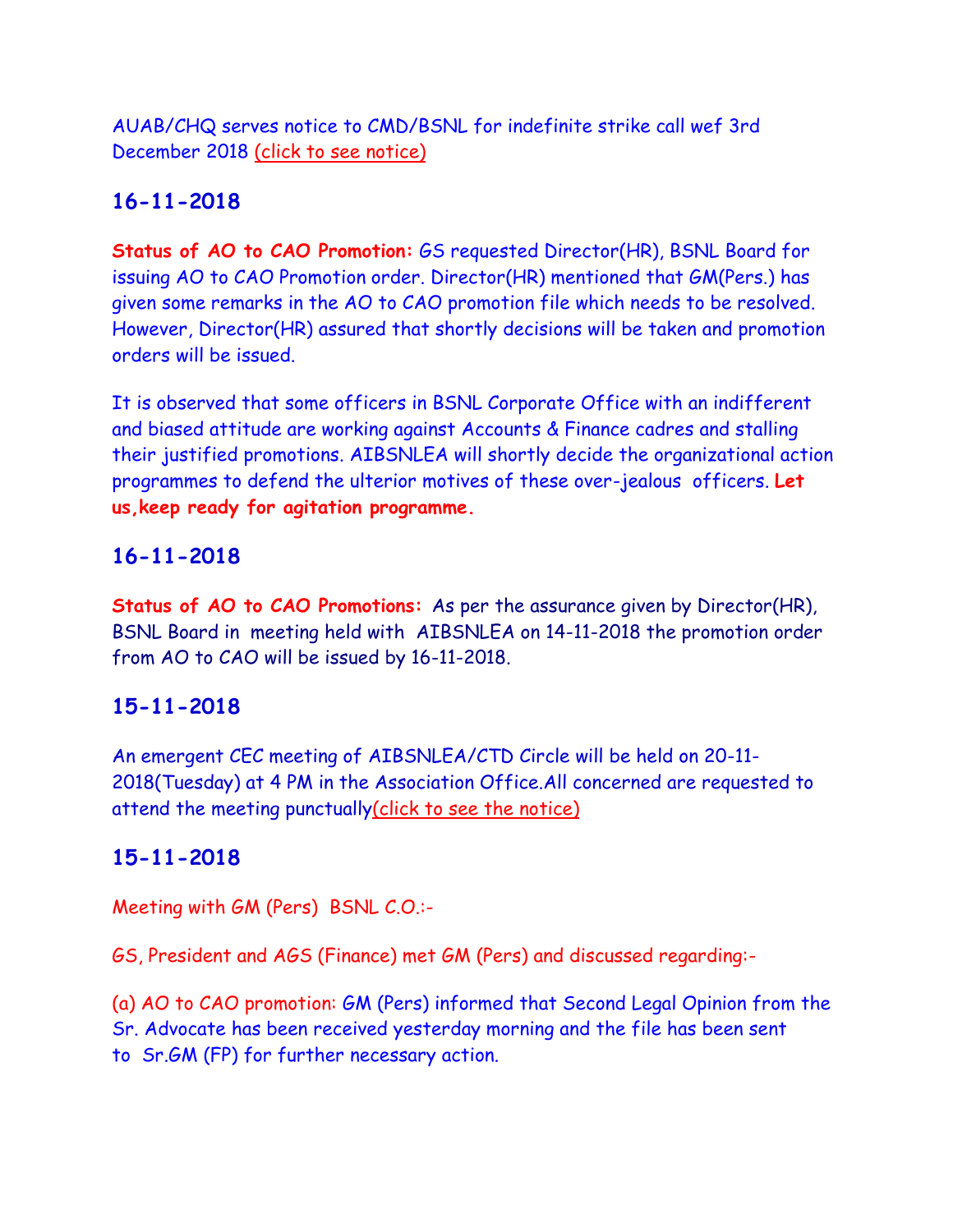AUAB/CHQ serves notice to CMD/BSNL for indefinite strike call wef 3rd December 2018 (click to see notice)

## 16-11-2018

**Status of AO to CAO Promotion:** GS requested Director(HR), BSNL Board for issuing AO to CAO Promotion order. Director(HR) mentioned that GM(Pers.) has given some remarks in the AO to CAO promotion file which needs to be resolved. However, Director(HR) assured that shortly decisions will be taken and promotion orders will be issued.

It is observed that some officers in BSNL Corporate Office with an indifferent and biased attitude are working against Accounts & Finance cadres and stalling their justified promotions. AIBSNLEA will shortly decide the organizational action programmes to defend the ulterior motives of these over-jealous officers. **Let us,keep ready for agitation programme.**

## 16-11-2018

**Status of AO to CAO Promotions:** As per the assurance given by Director(HR), BSNL Board in meeting held with AIBSNLEA on 14-11-2018 the promotion order from AO to CAO will be issued by 16-11-2018.

## 15-11-2018

An emergent CEC meeting of AIBSNLEA/CTD Circle will be held on 20-11-2018(Tuesday) at 4 PM in the Association Office.All concerned are requested to attend the meeting punctually(click to see the notice)

## 15-11-2018

Meeting with GM (Pers) BSNL C.O.:-

GS, President and AGS (Finance) met GM (Pers) and discussed regarding:-

(a) AO to CAO promotion: GM (Pers) informed that Second Legal Opinion from the Sr. Advocate has been received yesterday morning and the file has been sent to Sr.GM (FP) for further necessary action.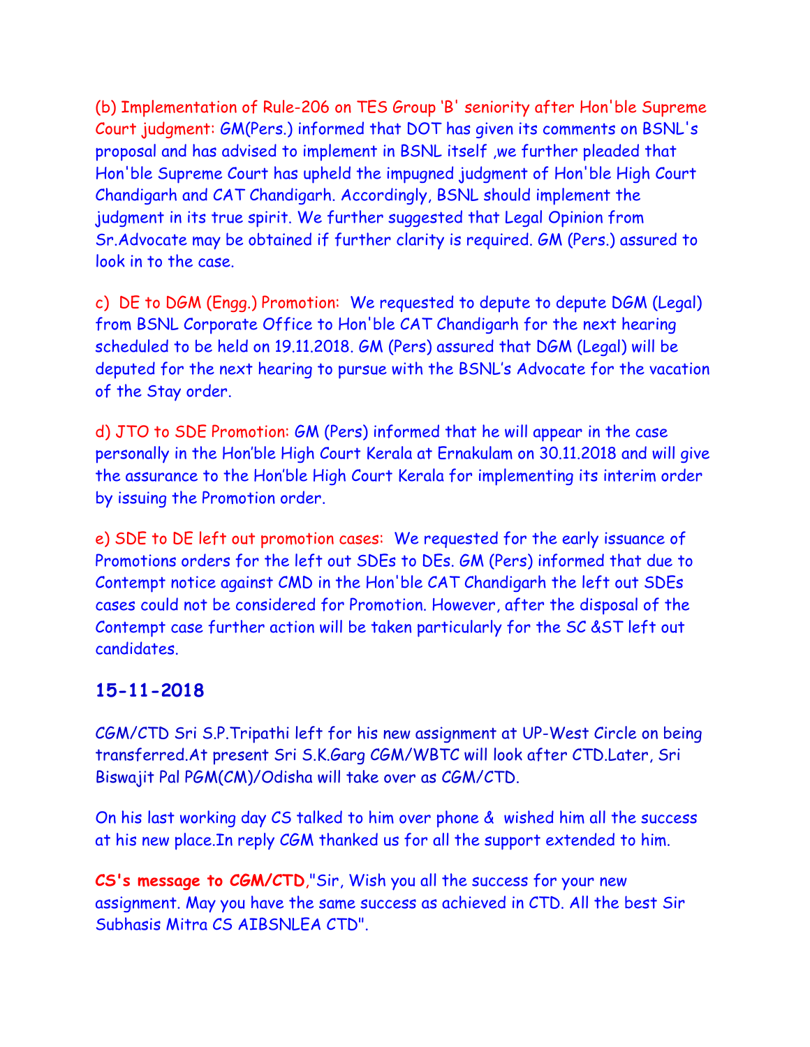(b) Implementation of Rule-206 on TES Group 'B' seniority after Hon'ble Supreme Court judgment: GM(Pers.) informed that DOT has given its comments on BSNL's proposal and has advised to implement in BSNL itself ,we further pleaded that Hon'ble Supreme Court has upheld the impugned judgment of Hon'ble High Court Chandigarh and CAT Chandigarh. Accordingly, BSNL should implement the judgment in its true spirit. We further suggested that Legal Opinion from Sr.Advocate may be obtained if further clarity is required. GM (Pers.) assured to look in to the case.

c) DE to DGM (Engg.) Promotion: We requested to depute to depute DGM (Legal) from BSNL Corporate Office to Hon'ble CAT Chandigarh for the next hearing scheduled to be held on 19.11.2018. GM (Pers) assured that DGM (Legal) will be deputed for the next hearing to pursue with the BSNL's Advocate for the vacation of the Stay order.

d) JTO to SDE Promotion: GM (Pers) informed that he will appear in the case personally in the Hon'ble High Court Kerala at Ernakulam on 30.11.2018 and will give the assurance to the Hon'ble High Court Kerala for implementing its interim order by issuing the Promotion order.

e) SDE to DE left out promotion cases: We requested for the early issuance of Promotions orders for the left out SDEs to DEs. GM (Pers) informed that due to Contempt notice against CMD in the Hon'ble CAT Chandigarh the left out SDEs cases could not be considered for Promotion. However, after the disposal of the Contempt case further action will be taken particularly for the SC &ST left out candidates.

## 15-11-2018

CGM/CTD Sri S.P.Tripathi left for his new assignment at UP-West Circle on being transferred.At present Sri S.K.Garg CGM/WBTC will look after CTD.Later, Sri Biswajit Pal PGM(CM)/Odisha will take over as CGM/CTD.

On his last working day CS talked to him over phone & wished him all the success at his new place.In reply CGM thanked us for all the support extended to him.

**CS's message to CGM/CTD**,"Sir, Wish you all the success for your new assignment. May you have the same success as achieved in CTD. All the best Sir Subhasis Mitra CS AIBSNLEA CTD".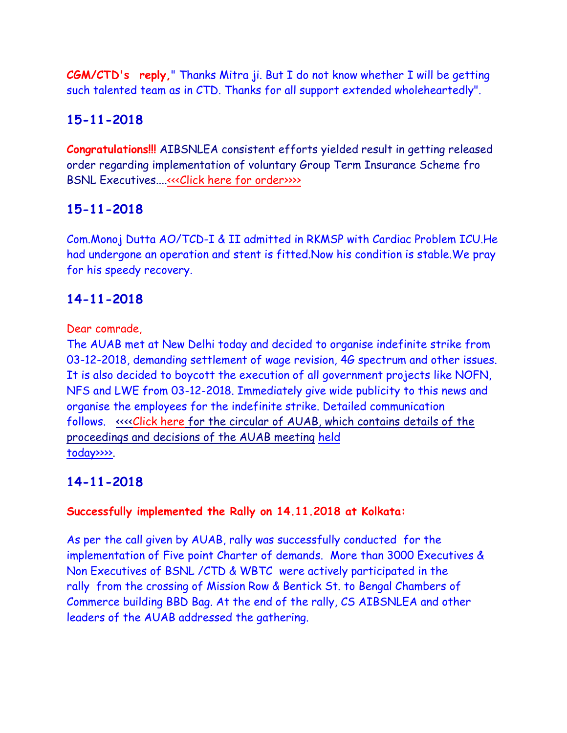**CGM/CTD's reply,** " Thanks Mitra ji. But I do not know whether I will be getting such talented team as in CTD. Thanks for all support extended wholeheartedly".

## 15-11-2018

**Congratulations!!!** AIBSNLEA consistent efforts yielded result in getting released order regarding implementation of voluntary Group Term Insurance Scheme fro BSNL Executives....<<<Click here for order>>>>

## 15-11-2018

Com.Monoj Dutta AO/TCD-I & II admitted in RKMSP with Cardiac Problem ICU.He had undergone an operation and stent is fitted.Now his condition is stable.We pray for his speedy recovery.

## 14-11-2018

Dear comrade,

The AUAB met at New Delhi today and decided to organise indefinite strike from 03-12-2018, demanding settlement of wage revision, 4G spectrum and other issues. It is also decided to boycott the execution of all government projects like NOFN, NFS and LWE from 03-12-2018. Immediately give wide publicity to this news and organise the employees for the indefinite strike. Detailed communication follows. <<<<Click here for the circular of AUAB, which contains details of the proceedings and decisions of the AUAB meeting held today>>>>.

## 14-11-2018

**Successfully implemented the Rally on 14.11.2018 at Kolkata:**

As per the call given by AUAB, rally was successfully conducted for the implementation of Five point Charter of demands. More than 3000 Executives & Non Executives of BSNL /CTD & WBTC were actively participated in the rally from the crossing of Mission Row & Bentick St. to Bengal Chambers of Commerce building BBD Bag. At the end of the rally, CS AIBSNLEA and other leaders of the AUAB addressed the gathering.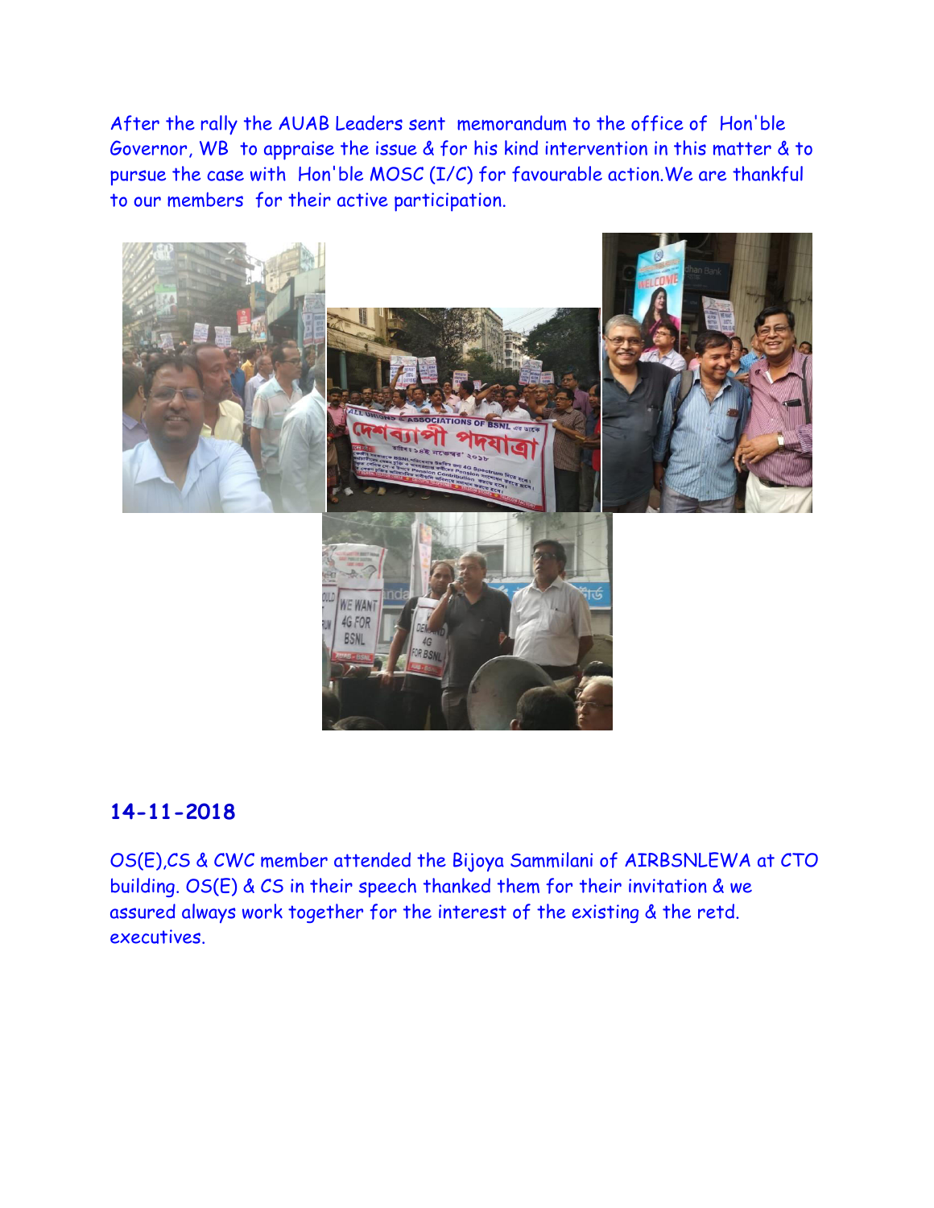After the rally the AUAB Leaders sent memorandum to the office of Hon'ble Governor, WB to appraise the issue & for his kind intervention in this matter & to pursue the case with Hon'ble MOSC (I/C) for favourable action.We are thankful to our members for their active participation.

## 14-11-2018

OS(E),CS & CWC member attended the Bijoya Sammilani of AIRBSNLEWA at CTO building. OS(E) & CS in their speech thanked them for their invitation & we assured always work together for the interest of the existing & the retd. executives.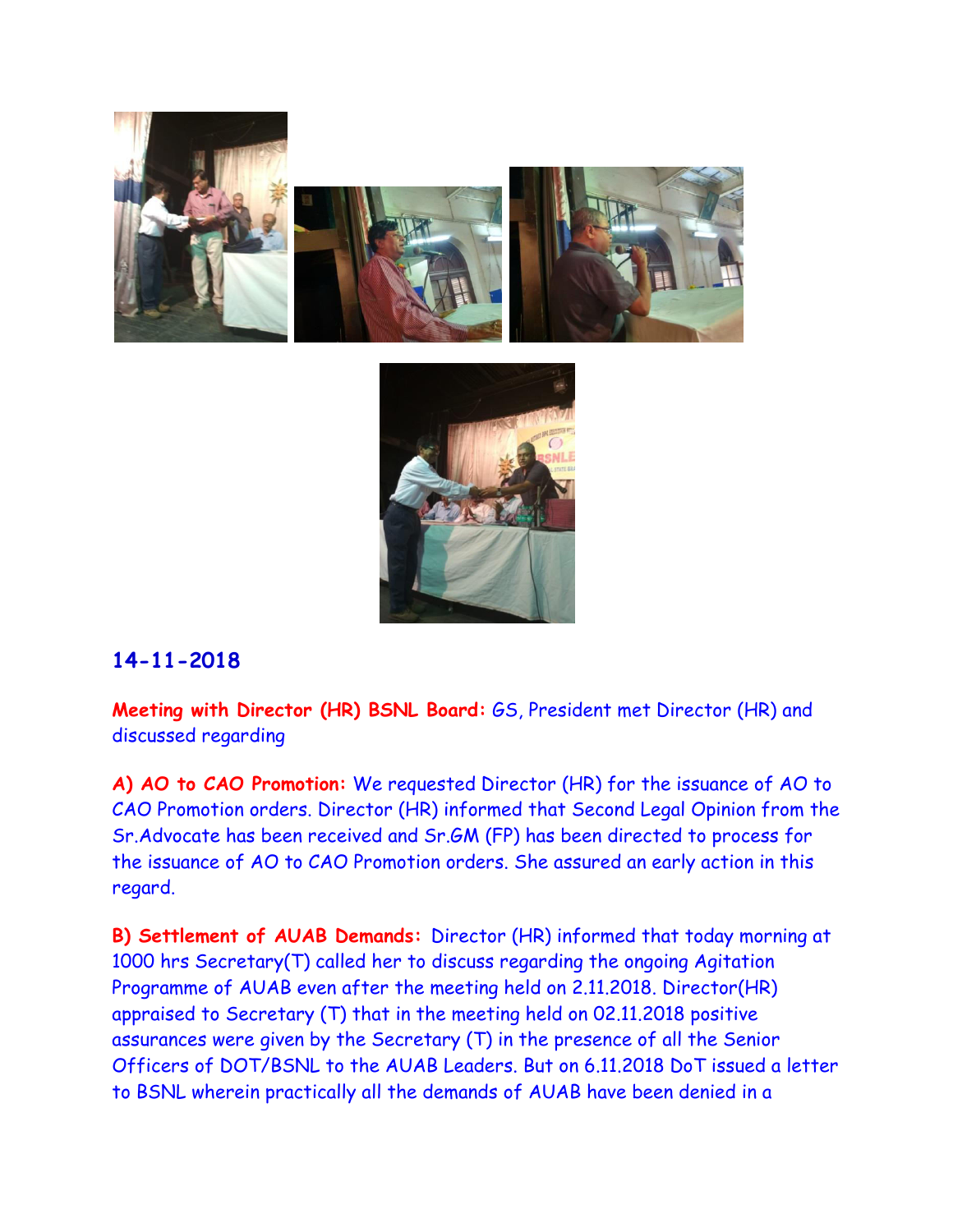## 14-11-2018

**Meeting with Director (HR) BSNL Board:** GS, President met Director (HR) and discussed regarding

**A) AO to CAO Promotion:** We requested Director (HR) for the issuance of AO to CAO Promotion orders. Director (HR) informed that Second Legal Opinion from the Sr.Advocate has been received and Sr.GM (FP) has been directed to process for the issuance of AO to CAO Promotion orders. She assured an early action in this regard.

**B) Settlement of AUAB Demands:** Director (HR) informed that today morning at 1000 hrs Secretary(T) called her to discuss regarding the ongoing Agitation Programme of AUAB even after the meeting held on 2.11.2018. Director(HR) appraised to Secretary (T) that in the meeting held on 02.11.2018 positive assurances were given by the Secretary (T) in the presence of all the Senior Officers of DOT/BSNL to the AUAB Leaders. But on 6.11.2018 DoT issued a letter to BSNL wherein practically all the demands of AUAB have been denied in a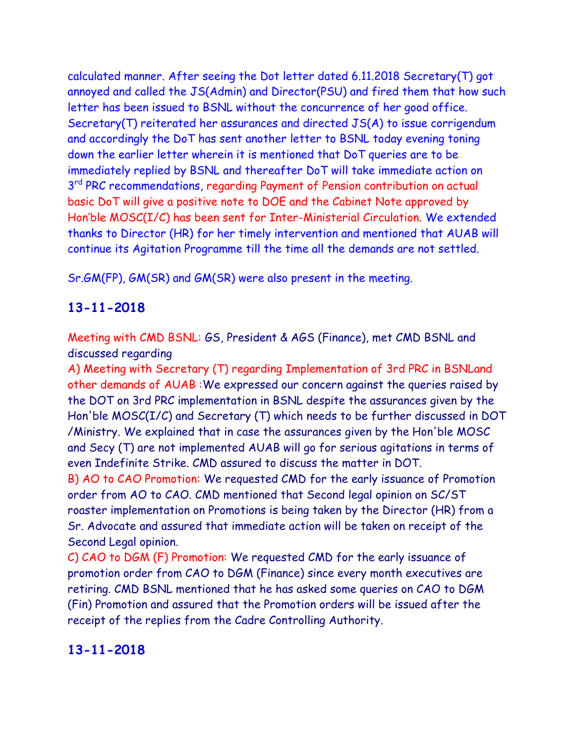calculated manner. After seeing the Dot letter dated 6.11.2018 Secretary(T) got annoyed and called the JS(Admin) and Director(PSU) and fired them that how such letter has been issued to BSNL without the concurrence of her good office. Secretary(T) reiterated her assurances and directed JS(A) to issue corrigendum and accordingly the DoT has sent another letter to BSNL today evening toning down the earlier letter wherein it is mentioned that DoT queries are to be immediately replied by BSNL and thereafter DoT will take immediate action on 3rd PRC recommendations, regarding Payment of Pension contribution on actual basic DoT will give a positive note to DOE and the Cabinet Note approved by Hon'ble MOSC(I/C) has been sent for Inter-Ministerial Circulation. We extended thanks to Director (HR) for her timely intervention and mentioned that AUAB will continue its Agitation Programme till the time all the demands are not settled.

Sr.GM(FP), GM(SR) and GM(SR) were also present in the meeting.

## 13-11-2018

Meeting with CMD BSNL: GS, President & AGS (Finance), met CMD BSNL and discussed regarding

A) Meeting with Secretary (T) regarding Implementation of 3rd PRC in BSNLand other demands of AUAB :We expressed our concern against the queries raised by the DOT on 3rd PRC implementation in BSNL despite the assurances given by the Hon'ble MOSC(I/C) and Secretary (T) which needs to be further discussed in DOT /Ministry. We explained that in case the assurances given by the Hon'ble MOSC and Secy (T) are not implemented AUAB will go for serious agitations in terms of even Indefinite Strike. CMD assured to discuss the matter in DOT.

B) AO to CAO Promotion: We requested CMD for the early issuance of Promotion order from AO to CAO. CMD mentioned that Second legal opinion on SC/ST roaster implementation on Promotions is being taken by the Director (HR) from a Sr. Advocate and assured that immediate action will be taken on receipt of the Second Legal opinion.

C) CAO to DGM (F) Promotion: We requested CMD for the early issuance of promotion order from CAO to DGM (Finance) since every month executives are retiring. CMD BSNL mentioned that he has asked some queries on CAO to DGM (Fin) Promotion and assured that the Promotion orders will be issued after the receipt of the replies from the Cadre Controlling Authority.

## 13-11-2018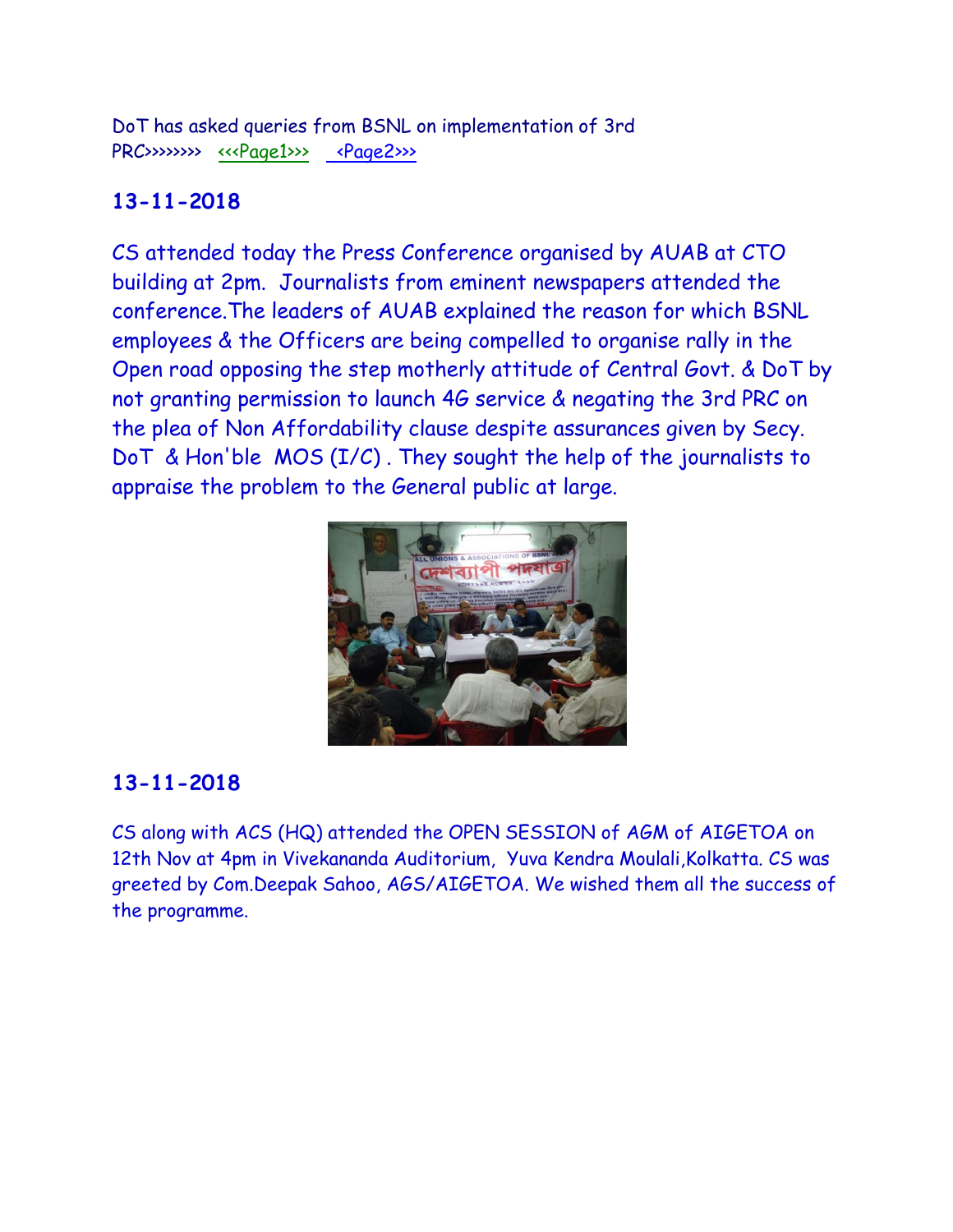DoT has asked queries from BSNL on implementation of 3rd PRC>>>>>>>> <<<Page1>>> <Page2>>>

## 13-11-2018

CS attended today the Press Conference organised by AUAB at CTO building at 2pm. Journalists from eminent newspapers attended the conference.The leaders of AUAB explained the reason for which BSNL employees & the Officers are being compelled to organise rally in the Open road opposing the step motherly attitude of Central Govt. & DoT by not granting permission to launch 4G service & negating the 3rd PRC on the plea of Non Affordability clause despite assurances given by Secy. DoT & Hon'ble MOS (I/C) . They sought the help of the journalists to appraise the problem to the General public at large.

## 13-11-2018

CS along with ACS (HQ) attended the OPEN SESSION of AGM of AIGETOA on 12th Nov at 4pm in Vivekananda Auditorium, Yuva Kendra Moulali,Kolkatta. CS was greeted by Com.Deepak Sahoo, AGS/AIGETOA. We wished them all the success of the programme.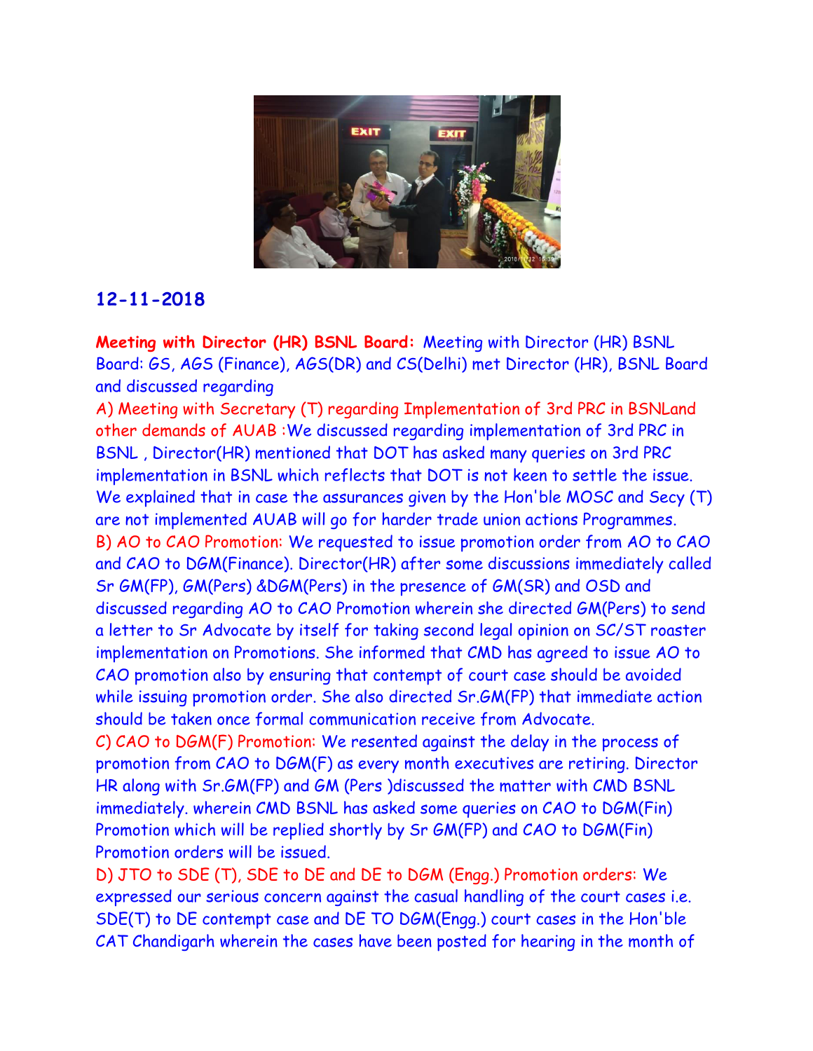## 12-11-2018

**Meeting with Director (HR) BSNL Board:** Meeting with Director (HR) BSNL Board: GS, AGS (Finance), AGS(DR) and CS(Delhi) met Director (HR), BSNL Board and discussed regarding

A) Meeting with Secretary (T) regarding Implementation of 3rd PRC in BSNLand other demands of AUAB :We discussed regarding implementation of 3rd PRC in BSNL , Director(HR) mentioned that DOT has asked many queries on 3rd PRC implementation in BSNL which reflects that DOT is not keen to settle the issue. We explained that in case the assurances given by the Hon'ble MOSC and Secy (T) are not implemented AUAB will go for harder trade union actions Programmes.

B) AO to CAO Promotion: We requested to issue promotion order from AO to CAO and CAO to DGM(Finance). Director(HR) after some discussions immediately called Sr GM(FP), GM(Pers) &DGM(Pers) in the presence of GM(SR) and OSD and discussed regarding AO to CAO Promotion wherein she directed GM(Pers) to send a letter to Sr Advocate by itself for taking second legal opinion on SC/ST roaster implementation on Promotions. She informed that CMD has agreed to issue AO to CAO promotion also by ensuring that contempt of court case should be avoided while issuing promotion order. She also directed Sr.GM(FP) that immediate action should be taken once formal communication receive from Advocate.

C) CAO to DGM(F) Promotion: We resented against the delay in the process of promotion from CAO to DGM(F) as every month executives are retiring. Director HR along with Sr.GM(FP) and GM (Pers )discussed the matter with CMD BSNL immediately. wherein CMD BSNL has asked some queries on CAO to DGM(Fin) Promotion which will be replied shortly by Sr GM(FP) and CAO to DGM(Fin) Promotion orders will be issued.

D) JTO to SDE (T), SDE to DE and DE to DGM (Engg.) Promotion orders: We expressed our serious concern against the casual handling of the court cases i.e. SDE(T) to DE contempt case and DE TO DGM(Engg.) court cases in the Hon'ble CAT Chandigarh wherein the cases have been posted for hearing in the month of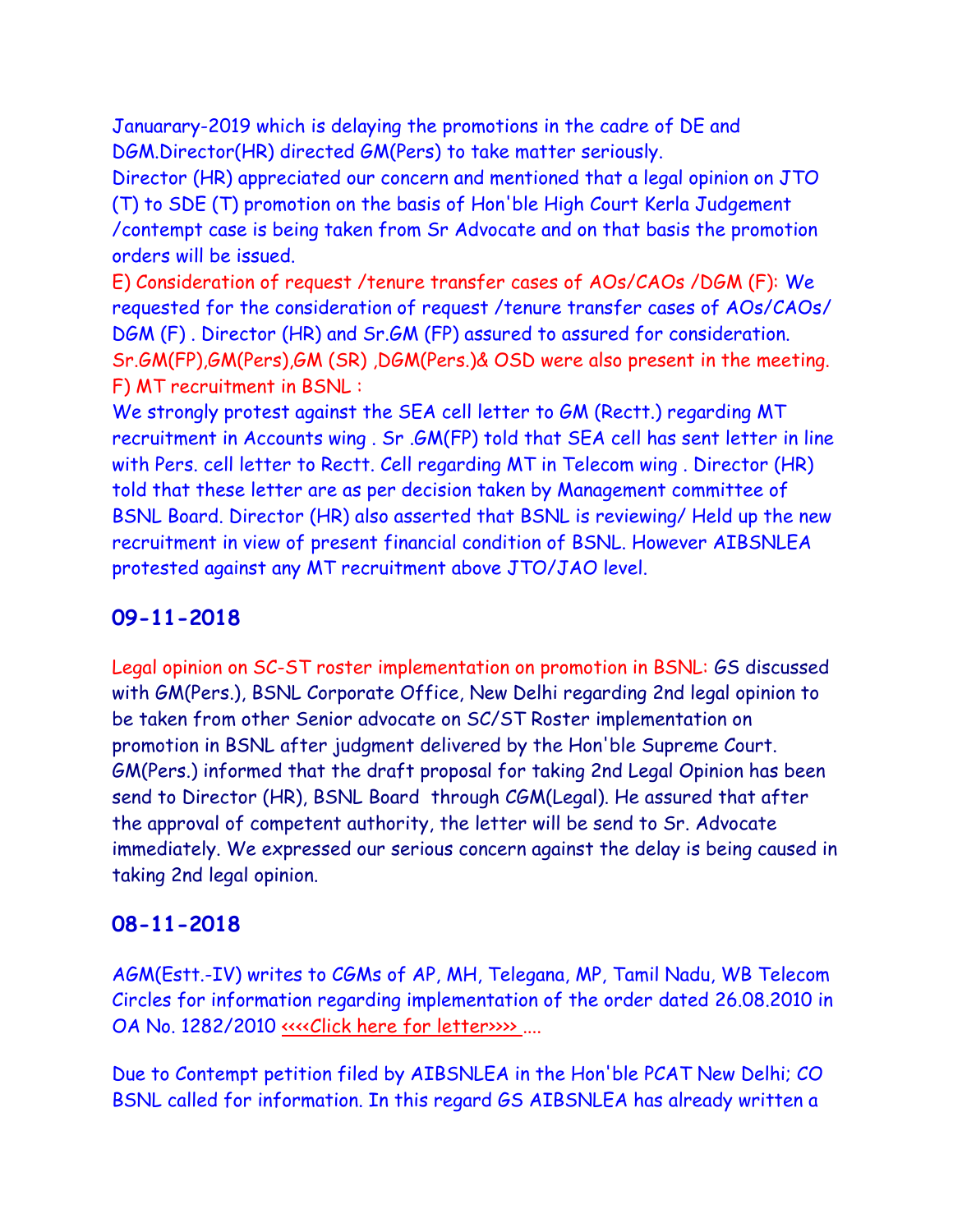Januarary-2019 which is delaying the promotions in the cadre of DE and DGM.Director(HR) directed GM(Pers) to take matter seriously.
Director (HR) appreciated our concern and mentioned that a legal opinion on JTO (T) to SDE (T) promotion on the basis of Hon'ble High Court Kerla Judgement /contempt case is being taken from Sr Advocate and on that basis the promotion orders will be issued.

E) Consideration of request /tenure transfer cases of AOs/CAOs /DGM (F): We requested for the consideration of request /tenure transfer cases of AOs/CAOs/ DGM (F) . Director (HR) and Sr.GM (FP) assured to assured for consideration.
Sr.GM(FP),GM(Pers),GM (SR) ,DGM(Pers.)& OSD were also present in the meeting.

F) MT recruitment in BSNL :
We strongly protest against the SEA cell letter to GM (Rectt.) regarding MT recruitment in Accounts wing . Sr .GM(FP) told that SEA cell has sent letter in line with Pers. cell letter to Rectt. Cell regarding MT in Telecom wing . Director (HR) told that these letter are as per decision taken by Management committee of BSNL Board. Director (HR) also asserted that BSNL is reviewing/ Held up the new recruitment in view of present financial condition of BSNL. However AIBSNLEA protested against any MT recruitment above JTO/JAO level.

## 09-11-2018

Legal opinion on SC-ST roster implementation on promotion in BSNL: GS discussed with GM(Pers.), BSNL Corporate Office, New Delhi regarding 2nd legal opinion to be taken from other Senior advocate on SC/ST Roster implementation on promotion in BSNL after judgment delivered by the Hon'ble Supreme Court. GM(Pers.) informed that the draft proposal for taking 2nd Legal Opinion has been send to Director (HR), BSNL Board through CGM(Legal). He assured that after the approval of competent authority, the letter will be send to Sr. Advocate immediately. We expressed our serious concern against the delay is being caused in taking 2nd legal opinion.

## 08-11-2018

AGM(Estt.-IV) writes to CGMs of AP, MH, Telegana, MP, Tamil Nadu, WB Telecom Circles for information regarding implementation of the order dated 26.08.2010 in OA No. 1282/2010 <<<<Click here for letter>>>> ....

Due to Contempt petition filed by AIBSNLEA in the Hon'ble PCAT New Delhi; CO BSNL called for information. In this regard GS AIBSNLEA has already written a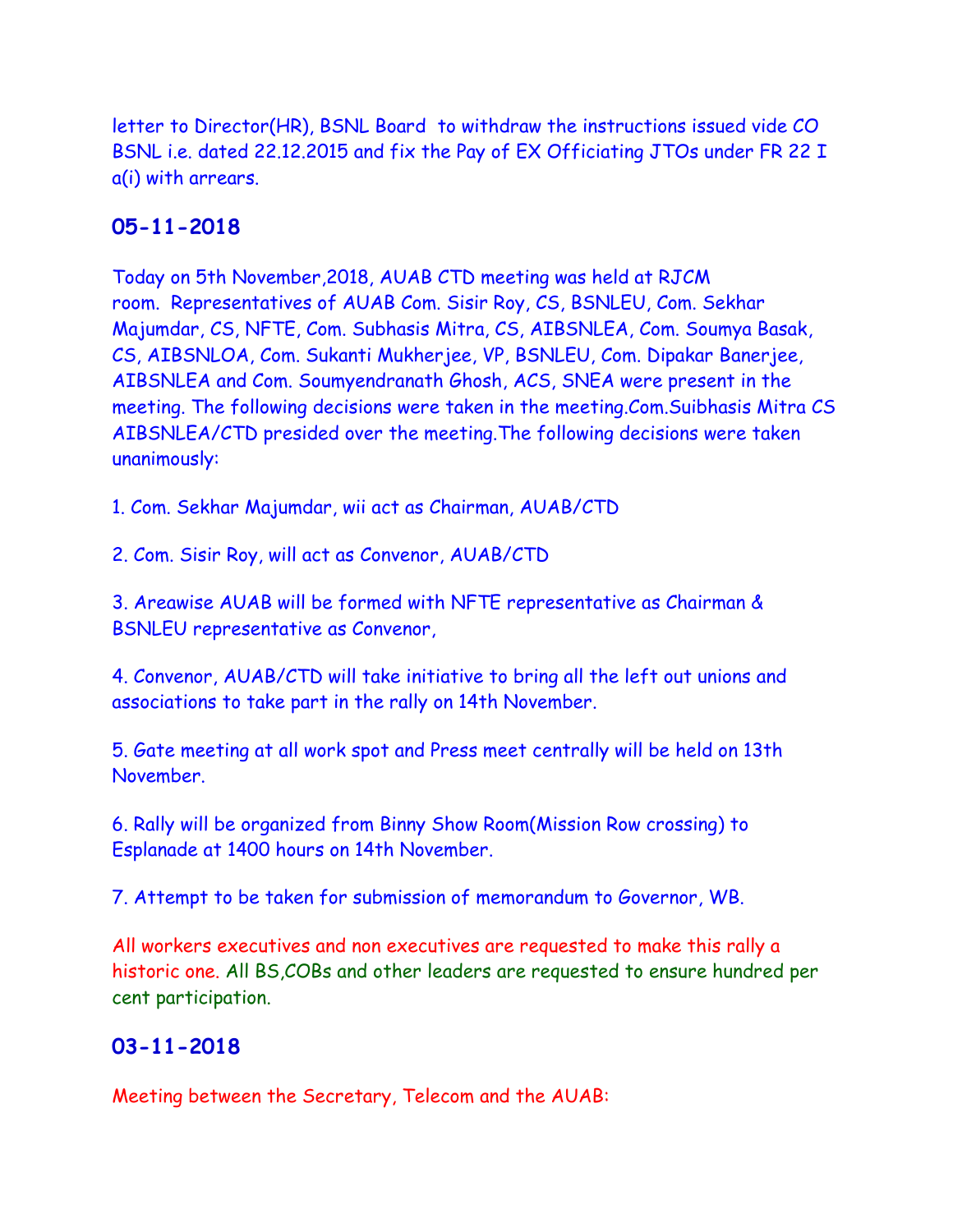letter to Director(HR), BSNL Board to withdraw the instructions issued vide CO BSNL i.e. dated 22.12.2015 and fix the Pay of EX Officiating JTOs under FR 22 I a(i) with arrears.

## 05-11-2018

Today on 5th November,2018, AUAB CTD meeting was held at RJCM room. Representatives of AUAB Com. Sisir Roy, CS, BSNLEU, Com. Sekhar Majumdar, CS, NFTE, Com. Subhasis Mitra, CS, AIBSNLEA, Com. Soumya Basak, CS, AIBSNLOA, Com. Sukanti Mukherjee, VP, BSNLEU, Com. Dipakar Banerjee, AIBSNLEA and Com. Soumyendranath Ghosh, ACS, SNEA were present in the meeting. The following decisions were taken in the meeting.Com.Suibhasis Mitra CS AIBSNLEA/CTD presided over the meeting.The following decisions were taken unanimously:

1. Com. Sekhar Majumdar, wii act as Chairman, AUAB/CTD

2. Com. Sisir Roy, will act as Convenor, AUAB/CTD

3. Areawise AUAB will be formed with NFTE representative as Chairman & BSNLEU representative as Convenor,

4. Convenor, AUAB/CTD will take initiative to bring all the left out unions and associations to take part in the rally on 14th November.

5. Gate meeting at all work spot and Press meet centrally will be held on 13th November.

6. Rally will be organized from Binny Show Room(Mission Row crossing) to Esplanade at 1400 hours on 14th November.

7. Attempt to be taken for submission of memorandum to Governor, WB.

All workers executives and non executives are requested to make this rally a historic one. All BS,COBs and other leaders are requested to ensure hundred per cent participation.

## 03-11-2018

Meeting between the Secretary, Telecom and the AUAB: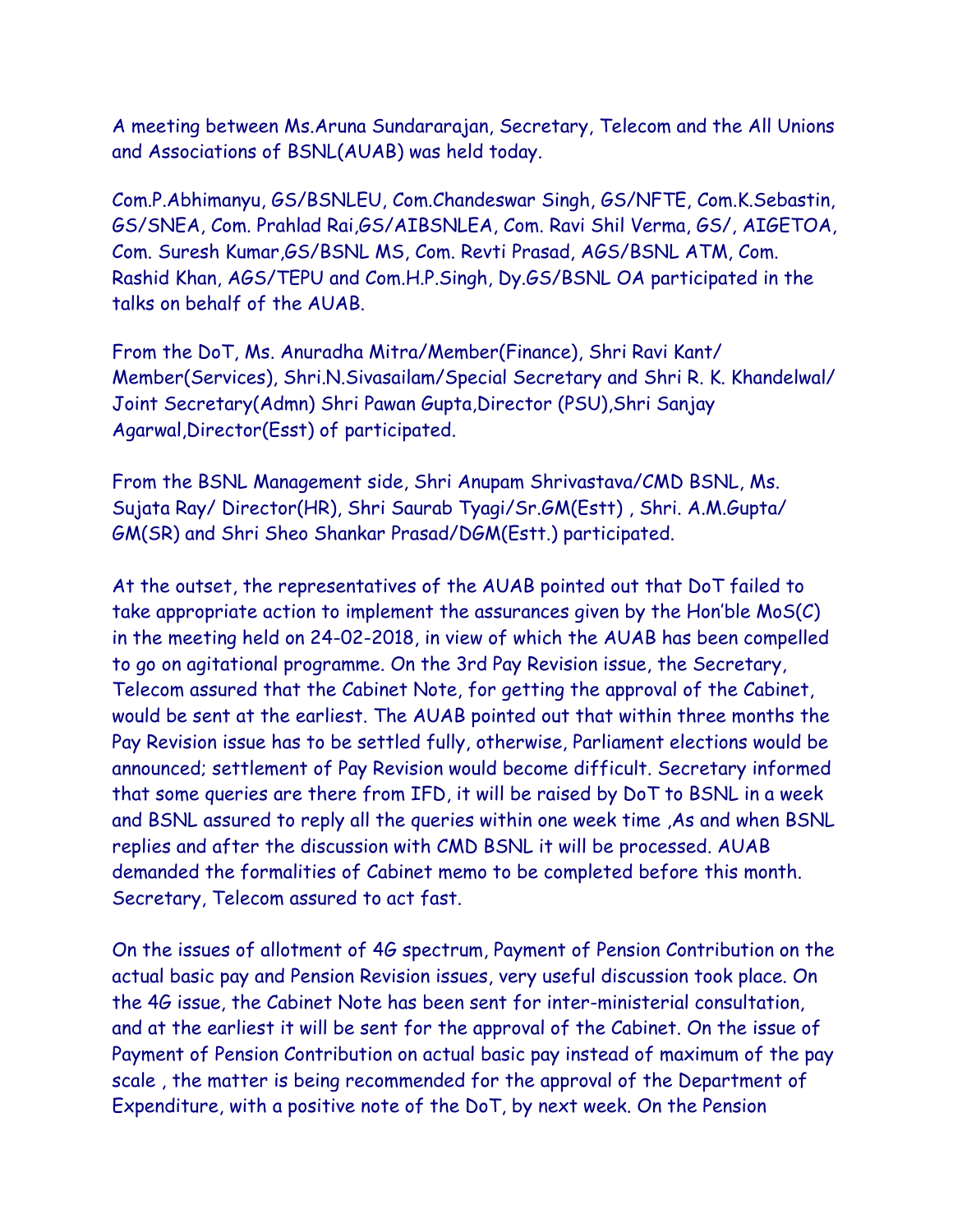A meeting between Ms.Aruna Sundararajan, Secretary, Telecom and the All Unions and Associations of BSNL(AUAB) was held today.

Com.P.Abhimanyu, GS/BSNLEU, Com.Chandeswar Singh, GS/NFTE, Com.K.Sebastin, GS/SNEA, Com. Prahlad Rai,GS/AIBSNLEA, Com. Ravi Shil Verma, GS/, AIGETOA, Com. Suresh Kumar,GS/BSNL MS, Com. Revti Prasad, AGS/BSNL ATM, Com. Rashid Khan, AGS/TEPU and Com.H.P.Singh, Dy.GS/BSNL OA participated in the talks on behalf of the AUAB.

From the DoT, Ms. Anuradha Mitra/Member(Finance), Shri Ravi Kant/ Member(Services), Shri.N.Sivasailam/Special Secretary and Shri R. K. Khandelwal/ Joint Secretary(Admn) Shri Pawan Gupta,Director (PSU),Shri Sanjay Agarwal,Director(Esst) of participated.

From the BSNL Management side, Shri Anupam Shrivastava/CMD BSNL, Ms. Sujata Ray/ Director(HR), Shri Saurab Tyagi/Sr.GM(Estt) , Shri. A.M.Gupta/ GM(SR) and Shri Sheo Shankar Prasad/DGM(Estt.) participated.

At the outset, the representatives of the AUAB pointed out that DoT failed to take appropriate action to implement the assurances given by the Hon'ble MoS(C) in the meeting held on 24-02-2018, in view of which the AUAB has been compelled to go on agitational programme. On the 3rd Pay Revision issue, the Secretary, Telecom assured that the Cabinet Note, for getting the approval of the Cabinet, would be sent at the earliest. The AUAB pointed out that within three months the Pay Revision issue has to be settled fully, otherwise, Parliament elections would be announced; settlement of Pay Revision would become difficult. Secretary informed that some queries are there from IFD, it will be raised by DoT to BSNL in a week and BSNL assured to reply all the queries within one week time ,As and when BSNL replies and after the discussion with CMD BSNL it will be processed. AUAB demanded the formalities of Cabinet memo to be completed before this month. Secretary, Telecom assured to act fast.

On the issues of allotment of 4G spectrum, Payment of Pension Contribution on the actual basic pay and Pension Revision issues, very useful discussion took place. On the 4G issue, the Cabinet Note has been sent for inter-ministerial consultation, and at the earliest it will be sent for the approval of the Cabinet. On the issue of Payment of Pension Contribution on actual basic pay instead of maximum of the pay scale , the matter is being recommended for the approval of the Department of Expenditure, with a positive note of the DoT, by next week. On the Pension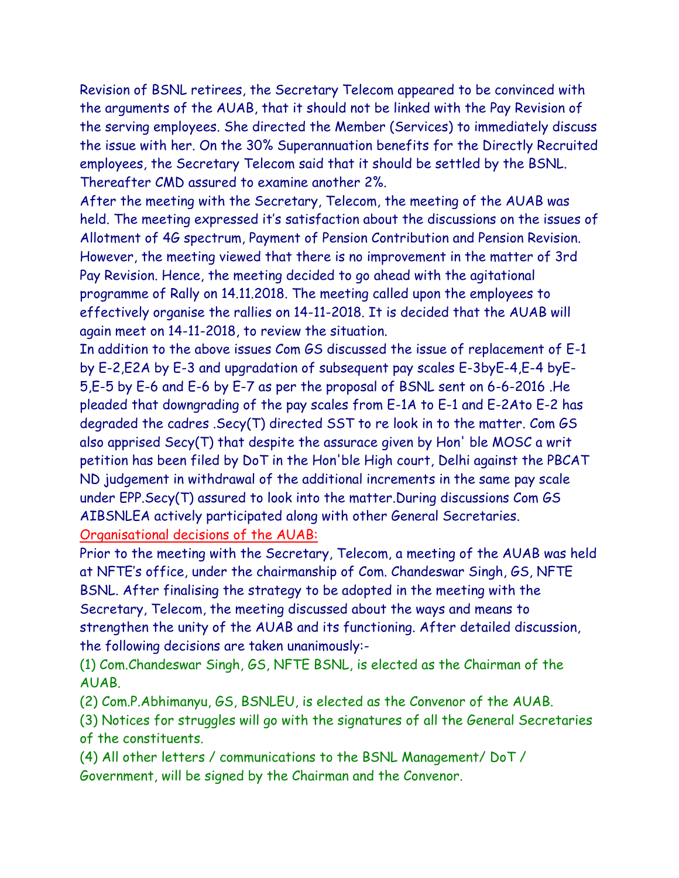Revision of BSNL retirees, the Secretary Telecom appeared to be convinced with the arguments of the AUAB, that it should not be linked with the Pay Revision of the serving employees. She directed the Member (Services) to immediately discuss the issue with her. On the 30% Superannuation benefits for the Directly Recruited employees, the Secretary Telecom said that it should be settled by the BSNL. Thereafter CMD assured to examine another 2%.

After the meeting with the Secretary, Telecom, the meeting of the AUAB was held. The meeting expressed it's satisfaction about the discussions on the issues of Allotment of 4G spectrum, Payment of Pension Contribution and Pension Revision. However, the meeting viewed that there is no improvement in the matter of 3rd Pay Revision. Hence, the meeting decided to go ahead with the agitational programme of Rally on 14.11.2018. The meeting called upon the employees to effectively organise the rallies on 14-11-2018. It is decided that the AUAB will again meet on 14-11-2018, to review the situation.

In addition to the above issues Com GS discussed the issue of replacement of E-1 by E-2,E2A by E-3 and upgradation of subsequent pay scales E-3byE-4,E-4 byE-5,E-5 by E-6 and E-6 by E-7 as per the proposal of BSNL sent on 6-6-2016 .He pleaded that downgrading of the pay scales from E-1A to E-1 and E-2Ato E-2 has degraded the cadres .Secy(T) directed SST to re look in to the matter. Com GS also apprised Secy(T) that despite the assurace given by Hon' ble MOSC a writ petition has been filed by DoT in the Hon'ble High court, Delhi against the PBCAT ND judgement in withdrawal of the additional increments in the same pay scale under EPP.Secy(T) assured to look into the matter.During discussions Com GS AIBSNLEA actively participated along with other General Secretaries.

Organisational decisions of the AUAB:

Prior to the meeting with the Secretary, Telecom, a meeting of the AUAB was held at NFTE's office, under the chairmanship of Com. Chandeswar Singh, GS, NFTE BSNL. After finalising the strategy to be adopted in the meeting with the Secretary, Telecom, the meeting discussed about the ways and means to strengthen the unity of the AUAB and its functioning. After detailed discussion, the following decisions are taken unanimously:-

(1) Com.Chandeswar Singh, GS, NFTE BSNL, is elected as the Chairman of the AUAB.

(2) Com.P.Abhimanyu, GS, BSNLEU, is elected as the Convenor of the AUAB.

(3) Notices for struggles will go with the signatures of all the General Secretaries of the constituents.

(4) All other letters / communications to the BSNL Management/ DoT / Government, will be signed by the Chairman and the Convenor.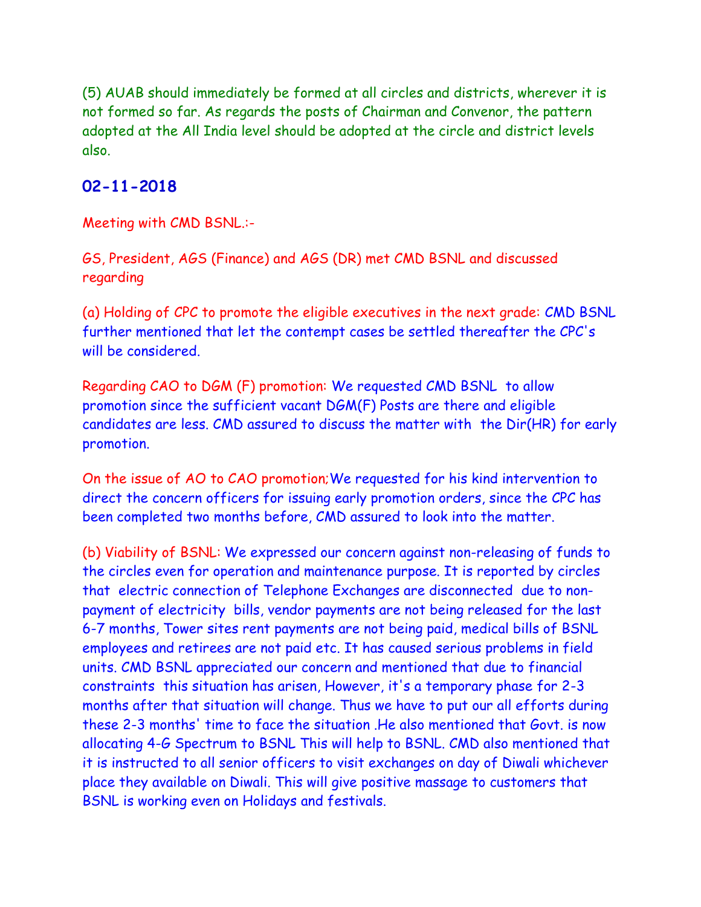(5) AUAB should immediately be formed at all circles and districts, wherever it is not formed so far. As regards the posts of Chairman and Convenor, the pattern adopted at the All India level should be adopted at the circle and district levels also.

## 02-11-2018

Meeting with CMD BSNL.:-

GS, President, AGS (Finance) and AGS (DR) met CMD BSNL and discussed regarding

(a) Holding of CPC to promote the eligible executives in the next grade: CMD BSNL further mentioned that let the contempt cases be settled thereafter the CPC's will be considered.

Regarding CAO to DGM (F) promotion: We requested CMD BSNL to allow promotion since the sufficient vacant DGM(F) Posts are there and eligible candidates are less. CMD assured to discuss the matter with the Dir(HR) for early promotion.

On the issue of AO to CAO promotion;We requested for his kind intervention to direct the concern officers for issuing early promotion orders, since the CPC has been completed two months before, CMD assured to look into the matter.

(b) Viability of BSNL: We expressed our concern against non-releasing of funds to the circles even for operation and maintenance purpose. It is reported by circles that electric connection of Telephone Exchanges are disconnected due to non-payment of electricity bills, vendor payments are not being released for the last 6-7 months, Tower sites rent payments are not being paid, medical bills of BSNL employees and retirees are not paid etc. It has caused serious problems in field units. CMD BSNL appreciated our concern and mentioned that due to financial constraints this situation has arisen, However, it's a temporary phase for 2-3 months after that situation will change. Thus we have to put our all efforts during these 2-3 months' time to face the situation .He also mentioned that Govt. is now allocating 4-G Spectrum to BSNL This will help to BSNL. CMD also mentioned that it is instructed to all senior officers to visit exchanges on day of Diwali whichever place they available on Diwali. This will give positive massage to customers that BSNL is working even on Holidays and festivals.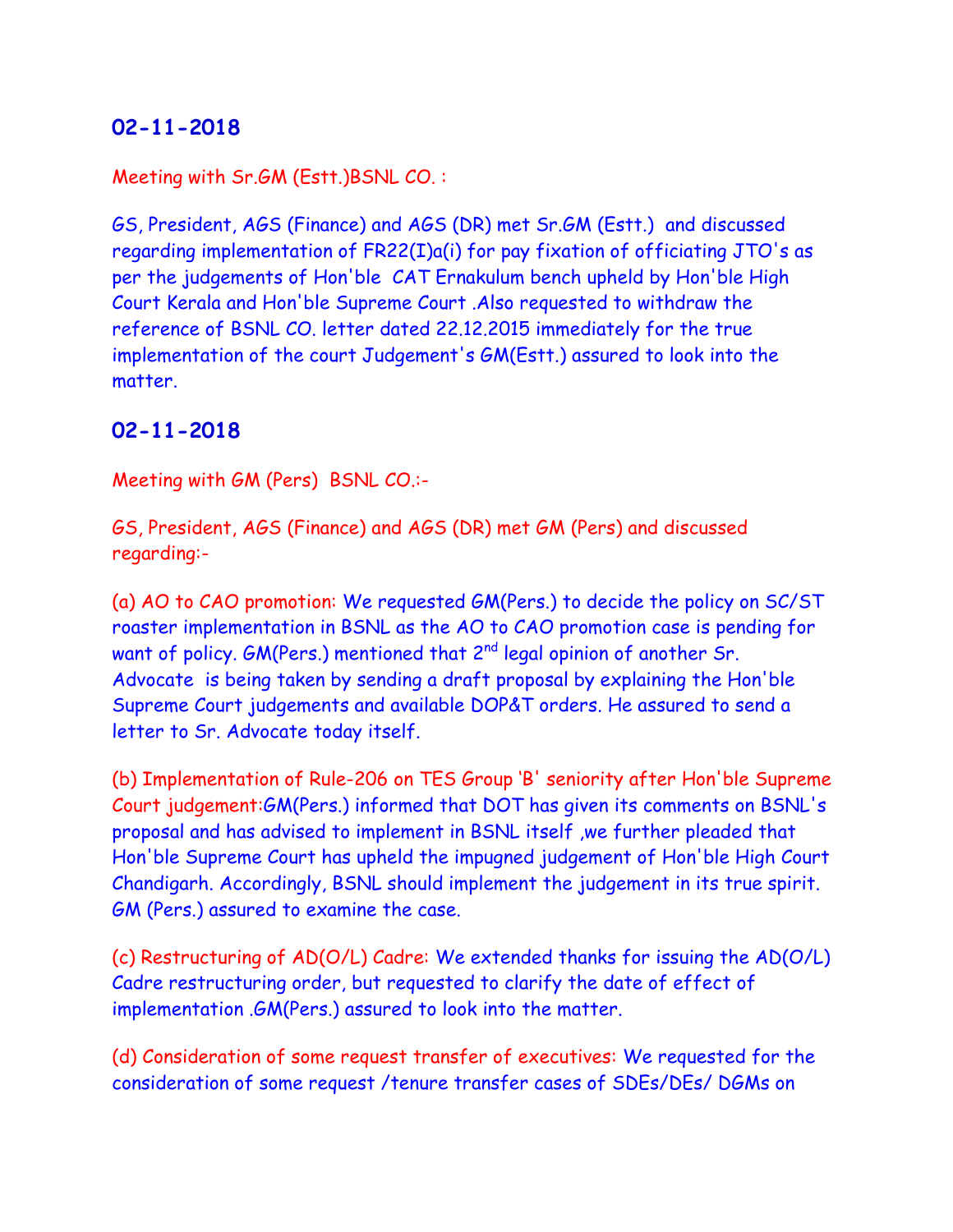## 02-11-2018

Meeting with Sr.GM (Estt.)BSNL CO. :

GS, President, AGS (Finance) and AGS (DR) met Sr.GM (Estt.) and discussed regarding implementation of FR22(I)a(i) for pay fixation of officiating JTO's as per the judgements of Hon'ble CAT Ernakulum bench upheld by Hon'ble High Court Kerala and Hon'ble Supreme Court .Also requested to withdraw the reference of BSNL CO. letter dated 22.12.2015 immediately for the true implementation of the court Judgement's GM(Estt.) assured to look into the matter.

## 02-11-2018

Meeting with GM (Pers) BSNL CO.:-

GS, President, AGS (Finance) and AGS (DR) met GM (Pers) and discussed regarding:-

(a) AO to CAO promotion: We requested GM(Pers.) to decide the policy on SC/ST roaster implementation in BSNL as the AO to CAO promotion case is pending for want of policy. GM(Pers.) mentioned that 2nd legal opinion of another Sr. Advocate is being taken by sending a draft proposal by explaining the Hon'ble Supreme Court judgements and available DOP&T orders. He assured to send a letter to Sr. Advocate today itself.

(b) Implementation of Rule-206 on TES Group 'B' seniority after Hon'ble Supreme Court judgement:GM(Pers.) informed that DOT has given its comments on BSNL's proposal and has advised to implement in BSNL itself ,we further pleaded that Hon'ble Supreme Court has upheld the impugned judgement of Hon'ble High Court Chandigarh. Accordingly, BSNL should implement the judgement in its true spirit. GM (Pers.) assured to examine the case.

(c) Restructuring of AD(O/L) Cadre: We extended thanks for issuing the AD(O/L) Cadre restructuring order, but requested to clarify the date of effect of implementation .GM(Pers.) assured to look into the matter.

(d) Consideration of some request transfer of executives: We requested for the consideration of some request /tenure transfer cases of SDEs/DEs/ DGMs on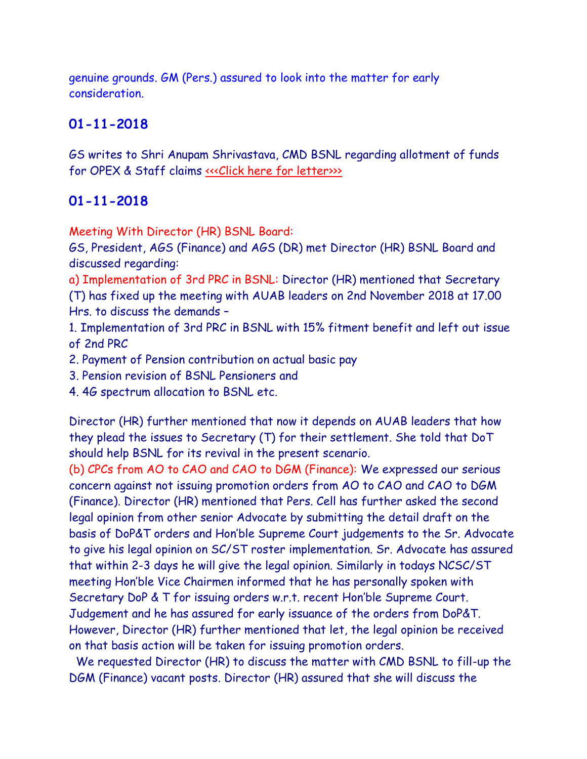genuine grounds. GM (Pers.) assured to look into the matter for early consideration.

## 01-11-2018

GS writes to Shri Anupam Shrivastava, CMD BSNL regarding allotment of funds for OPEX & Staff claims <<<Click here for letter>>>

## 01-11-2018

Meeting With Director (HR) BSNL Board:

GS, President, AGS (Finance) and AGS (DR) met Director (HR) BSNL Board and discussed regarding:

a) Implementation of 3rd PRC in BSNL: Director (HR) mentioned that Secretary (T) has fixed up the meeting with AUAB leaders on 2nd November 2018 at 17.00 Hrs. to discuss the demands –

1. Implementation of 3rd PRC in BSNL with 15% fitment benefit and left out issue of 2nd PRC
2. Payment of Pension contribution on actual basic pay
3. Pension revision of BSNL Pensioners and
4. 4G spectrum allocation to BSNL etc.

Director (HR) further mentioned that now it depends on AUAB leaders that how they plead the issues to Secretary (T) for their settlement. She told that DoT should help BSNL for its revival in the present scenario.

(b) CPCs from AO to CAO and CAO to DGM (Finance): We expressed our serious concern against not issuing promotion orders from AO to CAO and CAO to DGM (Finance). Director (HR) mentioned that Pers. Cell has further asked the second legal opinion from other senior Advocate by submitting the detail draft on the basis of DoP&T orders and Hon'ble Supreme Court judgements to the Sr. Advocate to give his legal opinion on SC/ST roster implementation. Sr. Advocate has assured that within 2-3 days he will give the legal opinion. Similarly in todays NCSC/ST meeting Hon'ble Vice Chairmen informed that he has personally spoken with Secretary DoP & T for issuing orders w.r.t. recent Hon'ble Supreme Court. Judgement and he has assured for early issuance of the orders from DoP&T. However, Director (HR) further mentioned that let, the legal opinion be received on that basis action will be taken for issuing promotion orders.

We requested Director (HR) to discuss the matter with CMD BSNL to fill-up the DGM (Finance) vacant posts. Director (HR) assured that she will discuss the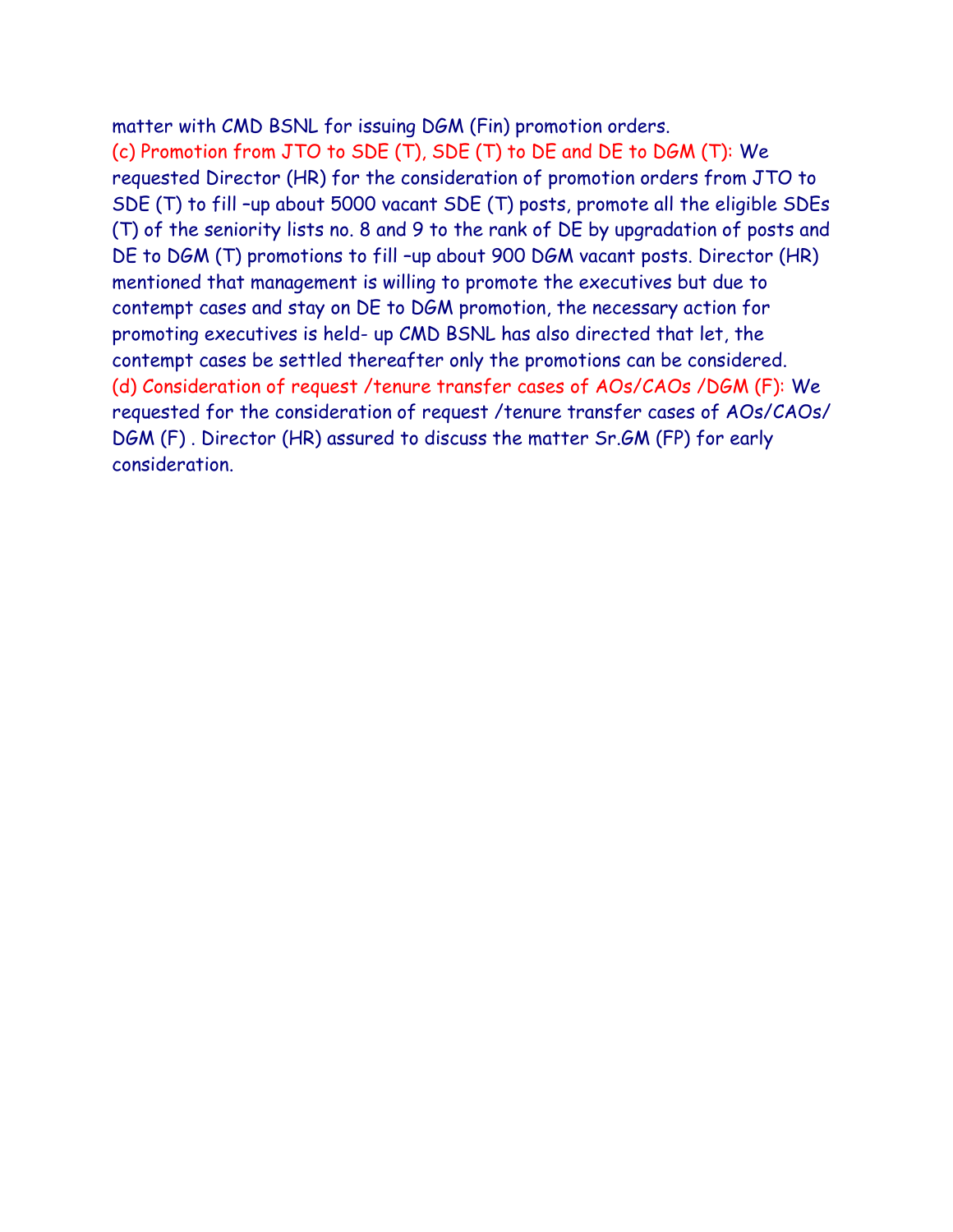matter with CMD BSNL for issuing DGM (Fin) promotion orders.

(c) Promotion from JTO to SDE (T), SDE (T) to DE and DE to DGM (T): We requested Director (HR) for the consideration of promotion orders from JTO to SDE (T) to fill –up about 5000 vacant SDE (T) posts, promote all the eligible SDEs (T) of the seniority lists no. 8 and 9 to the rank of DE by upgradation of posts and DE to DGM (T) promotions to fill –up about 900 DGM vacant posts. Director (HR) mentioned that management is willing to promote the executives but due to contempt cases and stay on DE to DGM promotion, the necessary action for promoting executives is held- up CMD BSNL has also directed that let, the contempt cases be settled thereafter only the promotions can be considered.

(d) Consideration of request /tenure transfer cases of AOs/CAOs /DGM (F): We requested for the consideration of request /tenure transfer cases of AOs/CAOs/ DGM (F) . Director (HR) assured to discuss the matter Sr.GM (FP) for early consideration.